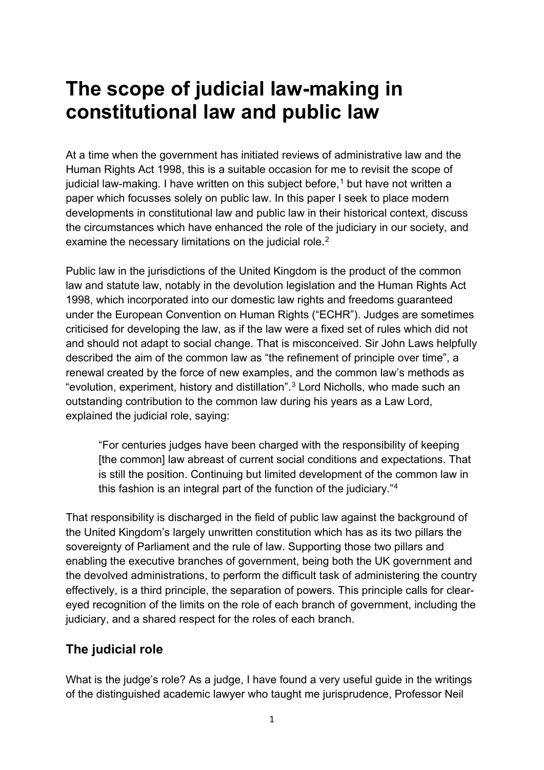# The scope of judicial law-making in constitutional law and public law

At a time when the government has initiated reviews of administrative law and the Human Rights Act 1998, this is a suitable occasion for me to revisit the scope of judicial law-making. I have written on this subject before,[1] but have not written a paper which focusses solely on public law. In this paper I seek to place modern developments in constitutional law and public law in their historical context, discuss the circumstances which have enhanced the role of the judiciary in our society, and examine the necessary limitations on the judicial role.[2]

Public law in the jurisdictions of the United Kingdom is the product of the common law and statute law, notably in the devolution legislation and the Human Rights Act 1998, which incorporated into our domestic law rights and freedoms guaranteed under the European Convention on Human Rights ("ECHR"). Judges are sometimes criticised for developing the law, as if the law were a fixed set of rules which did not and should not adapt to social change. That is misconceived. Sir John Laws helpfully described the aim of the common law as "the refinement of principle over time", a renewal created by the force of new examples, and the common law's methods as "evolution, experiment, history and distillation".[3] Lord Nicholls, who made such an outstanding contribution to the common law during his years as a Law Lord, explained the judicial role, saying:

> "For centuries judges have been charged with the responsibility of keeping [the common] law abreast of current social conditions and expectations. That is still the position. Continuing but limited development of the common law in this fashion is an integral part of the function of the judiciary."[4]

That responsibility is discharged in the field of public law against the background of the United Kingdom's largely unwritten constitution which has as its two pillars the sovereignty of Parliament and the rule of law. Supporting those two pillars and enabling the executive branches of government, being both the UK government and the devolved administrations, to perform the difficult task of administering the country effectively, is a third principle, the separation of powers. This principle calls for clear-eyed recognition of the limits on the role of each branch of government, including the judiciary, and a shared respect for the roles of each branch.

## The judicial role

What is the judge's role? As a judge, I have found a very useful guide in the writings of the distinguished academic lawyer who taught me jurisprudence, Professor Neil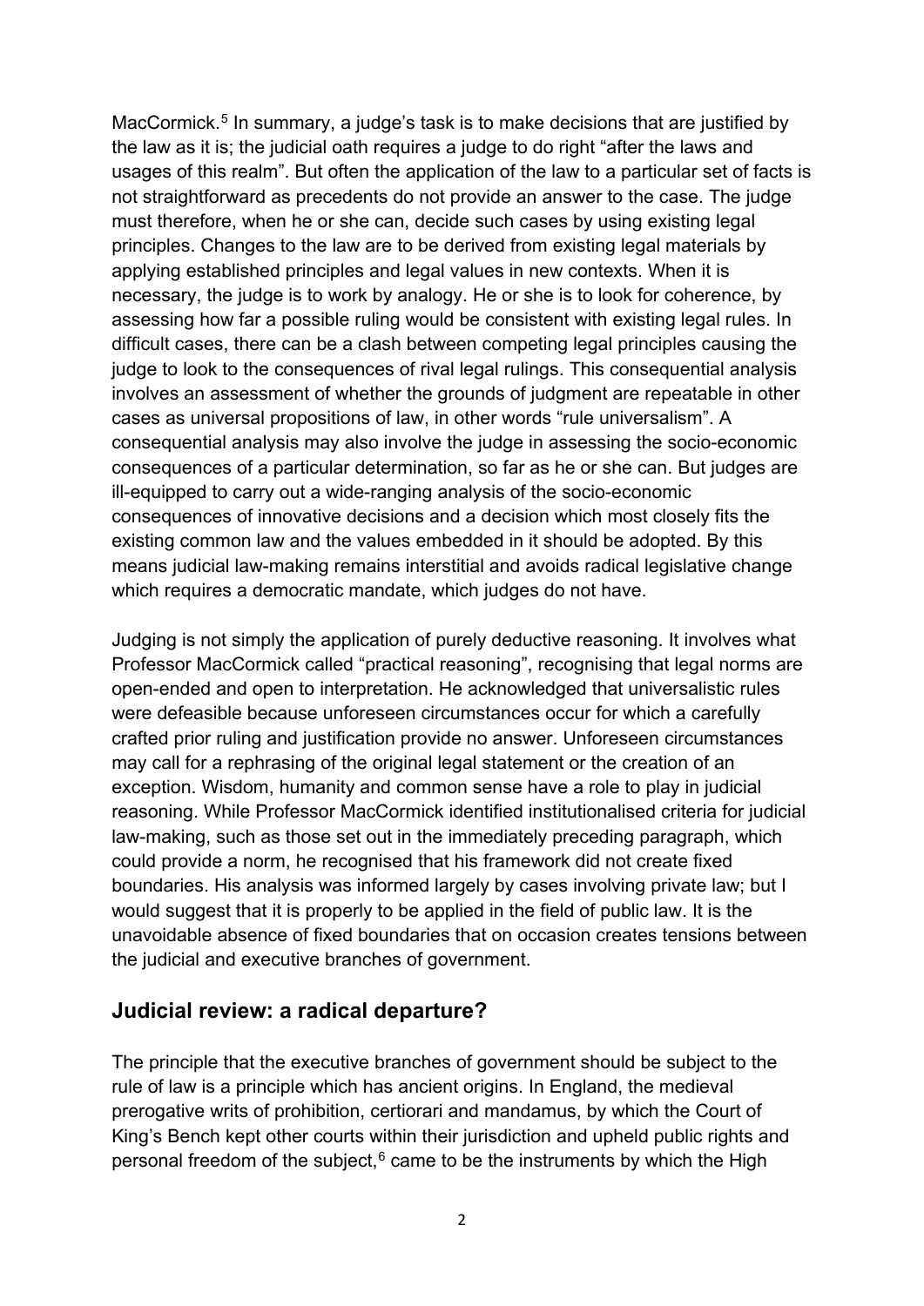MacCormick.[5] In summary, a judge's task is to make decisions that are justified by the law as it is; the judicial oath requires a judge to do right "after the laws and usages of this realm". But often the application of the law to a particular set of facts is not straightforward as precedents do not provide an answer to the case. The judge must therefore, when he or she can, decide such cases by using existing legal principles. Changes to the law are to be derived from existing legal materials by applying established principles and legal values in new contexts. When it is necessary, the judge is to work by analogy. He or she is to look for coherence, by assessing how far a possible ruling would be consistent with existing legal rules. In difficult cases, there can be a clash between competing legal principles causing the judge to look to the consequences of rival legal rulings. This consequential analysis involves an assessment of whether the grounds of judgment are repeatable in other cases as universal propositions of law, in other words "rule universalism". A consequential analysis may also involve the judge in assessing the socio-economic consequences of a particular determination, so far as he or she can. But judges are ill-equipped to carry out a wide-ranging analysis of the socio-economic consequences of innovative decisions and a decision which most closely fits the existing common law and the values embedded in it should be adopted. By this means judicial law-making remains interstitial and avoids radical legislative change which requires a democratic mandate, which judges do not have.

Judging is not simply the application of purely deductive reasoning. It involves what Professor MacCormick called "practical reasoning", recognising that legal norms are open-ended and open to interpretation. He acknowledged that universalistic rules were defeasible because unforeseen circumstances occur for which a carefully crafted prior ruling and justification provide no answer. Unforeseen circumstances may call for a rephrasing of the original legal statement or the creation of an exception. Wisdom, humanity and common sense have a role to play in judicial reasoning. While Professor MacCormick identified institutionalised criteria for judicial law-making, such as those set out in the immediately preceding paragraph, which could provide a norm, he recognised that his framework did not create fixed boundaries. His analysis was informed largely by cases involving private law; but I would suggest that it is properly to be applied in the field of public law. It is the unavoidable absence of fixed boundaries that on occasion creates tensions between the judicial and executive branches of government.

## Judicial review: a radical departure?

The principle that the executive branches of government should be subject to the rule of law is a principle which has ancient origins. In England, the medieval prerogative writs of prohibition, certiorari and mandamus, by which the Court of King's Bench kept other courts within their jurisdiction and upheld public rights and personal freedom of the subject,[6] came to be the instruments by which the High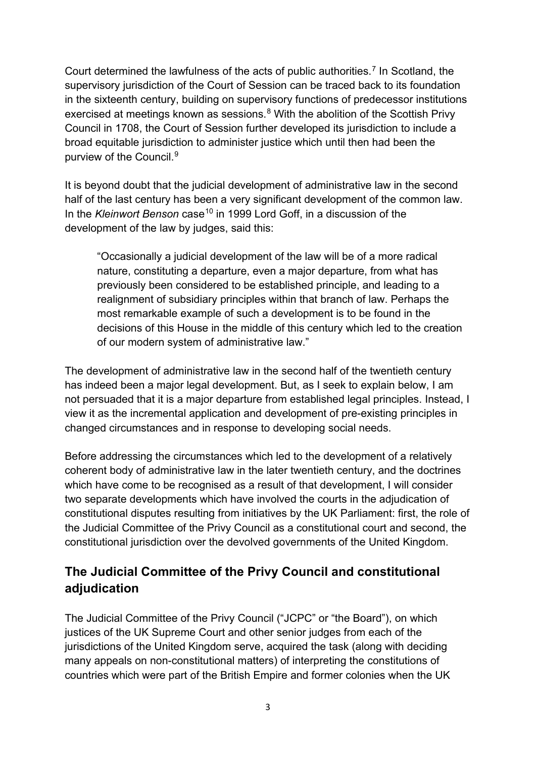Court determined the lawfulness of the acts of public authorities.[7] In Scotland, the supervisory jurisdiction of the Court of Session can be traced back to its foundation in the sixteenth century, building on supervisory functions of predecessor institutions exercised at meetings known as sessions.[8] With the abolition of the Scottish Privy Council in 1708, the Court of Session further developed its jurisdiction to include a broad equitable jurisdiction to administer justice which until then had been the purview of the Council.[9]

It is beyond doubt that the judicial development of administrative law in the second half of the last century has been a very significant development of the common law. In the *Kleinwort Benson* case[10] in 1999 Lord Goff, in a discussion of the development of the law by judges, said this:

> "Occasionally a judicial development of the law will be of a more radical nature, constituting a departure, even a major departure, from what has previously been considered to be established principle, and leading to a realignment of subsidiary principles within that branch of law. Perhaps the most remarkable example of such a development is to be found in the decisions of this House in the middle of this century which led to the creation of our modern system of administrative law."

The development of administrative law in the second half of the twentieth century has indeed been a major legal development. But, as I seek to explain below, I am not persuaded that it is a major departure from established legal principles. Instead, I view it as the incremental application and development of pre-existing principles in changed circumstances and in response to developing social needs.

Before addressing the circumstances which led to the development of a relatively coherent body of administrative law in the later twentieth century, and the doctrines which have come to be recognised as a result of that development, I will consider two separate developments which have involved the courts in the adjudication of constitutional disputes resulting from initiatives by the UK Parliament: first, the role of the Judicial Committee of the Privy Council as a constitutional court and second, the constitutional jurisdiction over the devolved governments of the United Kingdom.

## The Judicial Committee of the Privy Council and constitutional adjudication

The Judicial Committee of the Privy Council ("JCPC" or "the Board"), on which justices of the UK Supreme Court and other senior judges from each of the jurisdictions of the United Kingdom serve, acquired the task (along with deciding many appeals on non-constitutional matters) of interpreting the constitutions of countries which were part of the British Empire and former colonies when the UK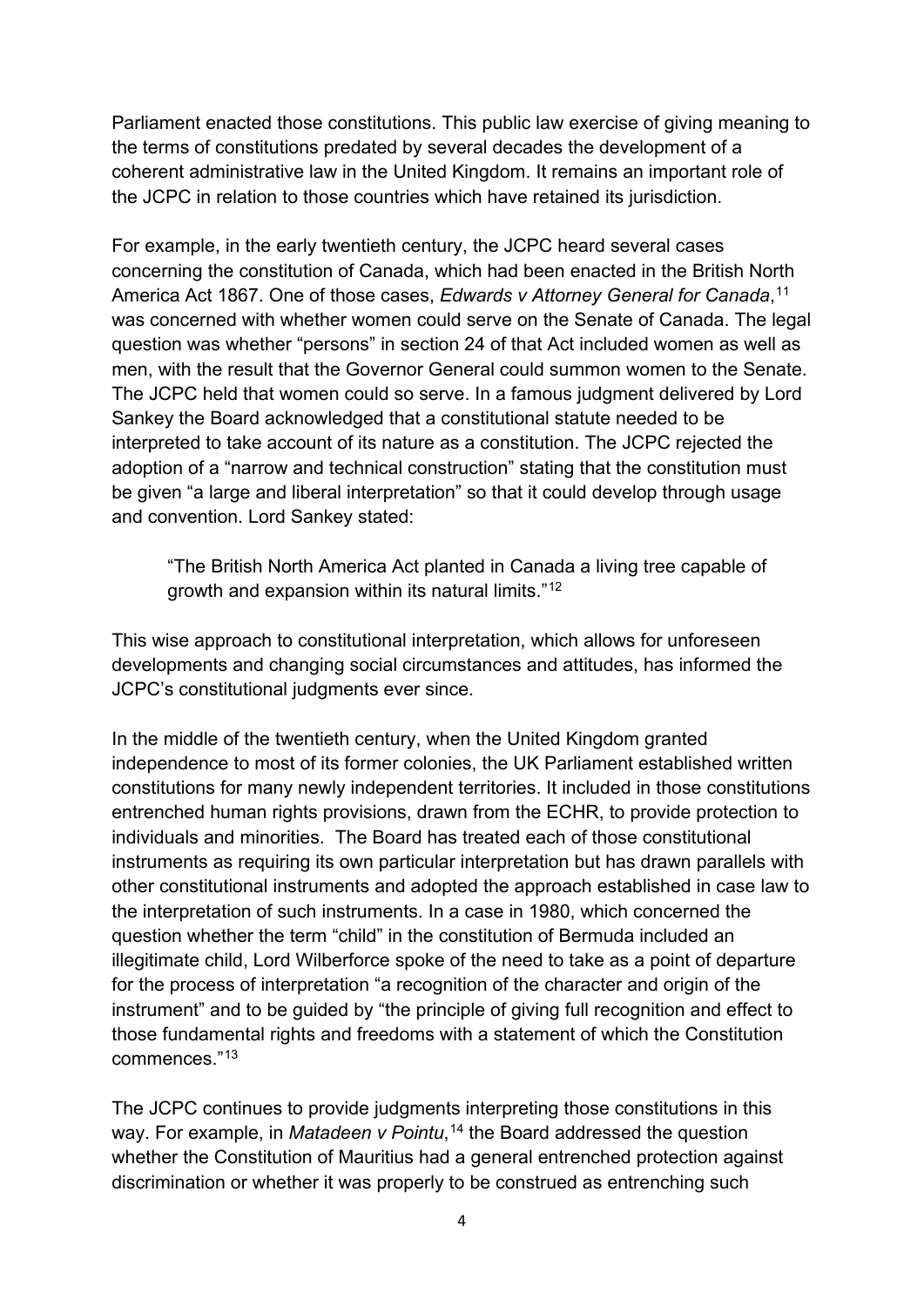Parliament enacted those constitutions. This public law exercise of giving meaning to the terms of constitutions predated by several decades the development of a coherent administrative law in the United Kingdom. It remains an important role of the JCPC in relation to those countries which have retained its jurisdiction.

For example, in the early twentieth century, the JCPC heard several cases concerning the constitution of Canada, which had been enacted in the British North America Act 1867. One of those cases, *Edwards v Attorney General for Canada*,[11] was concerned with whether women could serve on the Senate of Canada. The legal question was whether "persons" in section 24 of that Act included women as well as men, with the result that the Governor General could summon women to the Senate. The JCPC held that women could so serve. In a famous judgment delivered by Lord Sankey the Board acknowledged that a constitutional statute needed to be interpreted to take account of its nature as a constitution. The JCPC rejected the adoption of a "narrow and technical construction" stating that the constitution must be given "a large and liberal interpretation" so that it could develop through usage and convention. Lord Sankey stated:

> "The British North America Act planted in Canada a living tree capable of growth and expansion within its natural limits."[12]

This wise approach to constitutional interpretation, which allows for unforeseen developments and changing social circumstances and attitudes, has informed the JCPC's constitutional judgments ever since.

In the middle of the twentieth century, when the United Kingdom granted independence to most of its former colonies, the UK Parliament established written constitutions for many newly independent territories. It included in those constitutions entrenched human rights provisions, drawn from the ECHR, to provide protection to individuals and minorities. The Board has treated each of those constitutional instruments as requiring its own particular interpretation but has drawn parallels with other constitutional instruments and adopted the approach established in case law to the interpretation of such instruments. In a case in 1980, which concerned the question whether the term "child" in the constitution of Bermuda included an illegitimate child, Lord Wilberforce spoke of the need to take as a point of departure for the process of interpretation "a recognition of the character and origin of the instrument" and to be guided by "the principle of giving full recognition and effect to those fundamental rights and freedoms with a statement of which the Constitution commences."[13]

The JCPC continues to provide judgments interpreting those constitutions in this way. For example, in *Matadeen v Pointu*,[14] the Board addressed the question whether the Constitution of Mauritius had a general entrenched protection against discrimination or whether it was properly to be construed as entrenching such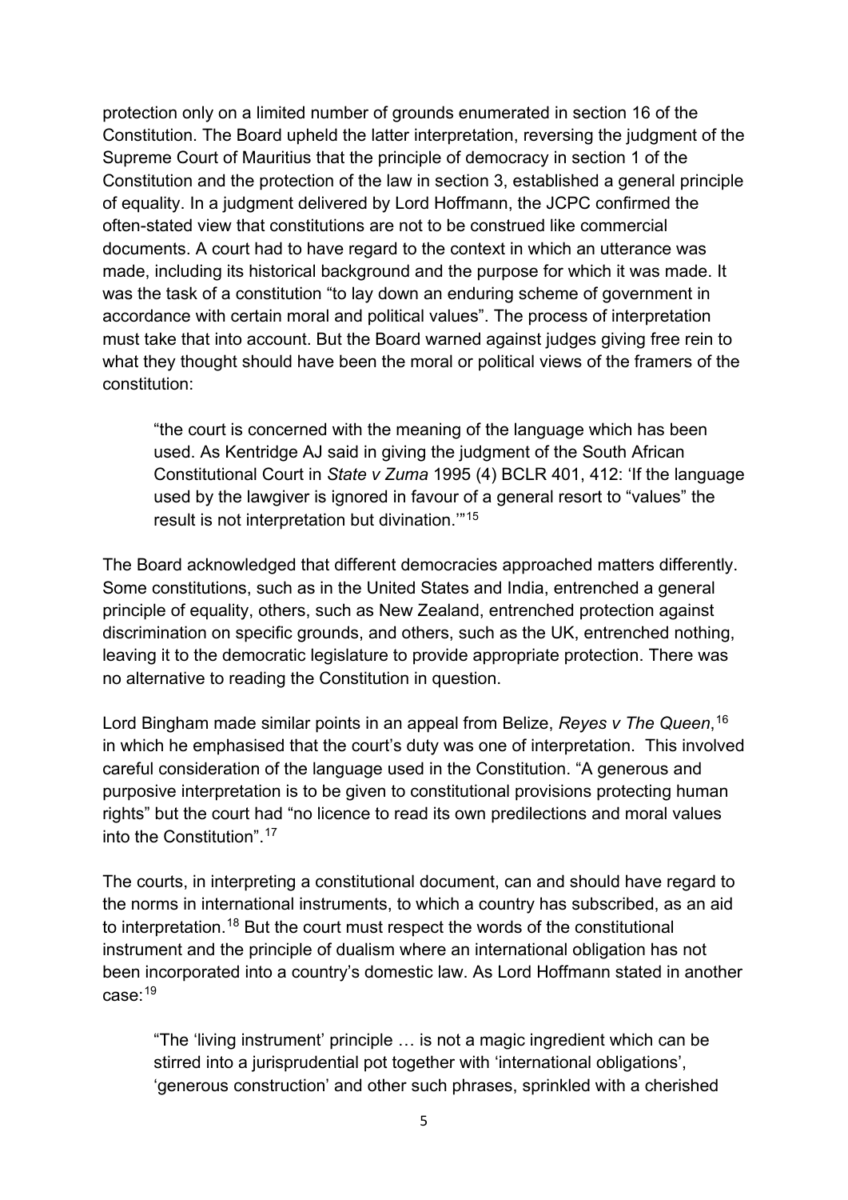protection only on a limited number of grounds enumerated in section 16 of the Constitution. The Board upheld the latter interpretation, reversing the judgment of the Supreme Court of Mauritius that the principle of democracy in section 1 of the Constitution and the protection of the law in section 3, established a general principle of equality. In a judgment delivered by Lord Hoffmann, the JCPC confirmed the often-stated view that constitutions are not to be construed like commercial documents. A court had to have regard to the context in which an utterance was made, including its historical background and the purpose for which it was made. It was the task of a constitution "to lay down an enduring scheme of government in accordance with certain moral and political values". The process of interpretation must take that into account. But the Board warned against judges giving free rein to what they thought should have been the moral or political views of the framers of the constitution:

> "the court is concerned with the meaning of the language which has been used. As Kentridge AJ said in giving the judgment of the South African Constitutional Court in *State v Zuma* 1995 (4) BCLR 401, 412: 'If the language used by the lawgiver is ignored in favour of a general resort to "values" the result is not interpretation but divination.'"[15]

The Board acknowledged that different democracies approached matters differently. Some constitutions, such as in the United States and India, entrenched a general principle of equality, others, such as New Zealand, entrenched protection against discrimination on specific grounds, and others, such as the UK, entrenched nothing, leaving it to the democratic legislature to provide appropriate protection. There was no alternative to reading the Constitution in question.

Lord Bingham made similar points in an appeal from Belize, *Reyes v The Queen*,[16] in which he emphasised that the court's duty was one of interpretation. This involved careful consideration of the language used in the Constitution. "A generous and purposive interpretation is to be given to constitutional provisions protecting human rights" but the court had "no licence to read its own predilections and moral values into the Constitution".[17]

The courts, in interpreting a constitutional document, can and should have regard to the norms in international instruments, to which a country has subscribed, as an aid to interpretation.[18] But the court must respect the words of the constitutional instrument and the principle of dualism where an international obligation has not been incorporated into a country's domestic law. As Lord Hoffmann stated in another case:[19]

> "The 'living instrument' principle … is not a magic ingredient which can be stirred into a jurisprudential pot together with 'international obligations', 'generous construction' and other such phrases, sprinkled with a cherished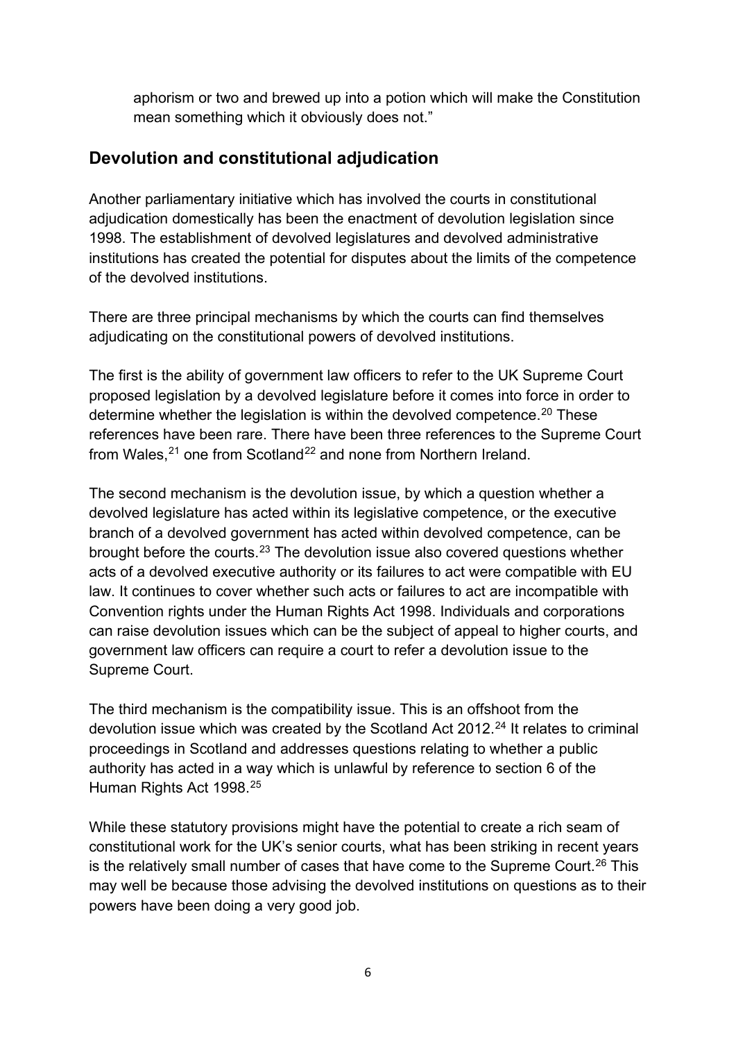aphorism or two and brewed up into a potion which will make the Constitution mean something which it obviously does not."

## Devolution and constitutional adjudication

Another parliamentary initiative which has involved the courts in constitutional adjudication domestically has been the enactment of devolution legislation since 1998. The establishment of devolved legislatures and devolved administrative institutions has created the potential for disputes about the limits of the competence of the devolved institutions.

There are three principal mechanisms by which the courts can find themselves adjudicating on the constitutional powers of devolved institutions.

The first is the ability of government law officers to refer to the UK Supreme Court proposed legislation by a devolved legislature before it comes into force in order to determine whether the legislation is within the devolved competence.[20] These references have been rare. There have been three references to the Supreme Court from Wales,[21] one from Scotland[22] and none from Northern Ireland.

The second mechanism is the devolution issue, by which a question whether a devolved legislature has acted within its legislative competence, or the executive branch of a devolved government has acted within devolved competence, can be brought before the courts.[23] The devolution issue also covered questions whether acts of a devolved executive authority or its failures to act were compatible with EU law. It continues to cover whether such acts or failures to act are incompatible with Convention rights under the Human Rights Act 1998. Individuals and corporations can raise devolution issues which can be the subject of appeal to higher courts, and government law officers can require a court to refer a devolution issue to the Supreme Court.

The third mechanism is the compatibility issue. This is an offshoot from the devolution issue which was created by the Scotland Act 2012.[24] It relates to criminal proceedings in Scotland and addresses questions relating to whether a public authority has acted in a way which is unlawful by reference to section 6 of the Human Rights Act 1998.[25]

While these statutory provisions might have the potential to create a rich seam of constitutional work for the UK's senior courts, what has been striking in recent years is the relatively small number of cases that have come to the Supreme Court.[26] This may well be because those advising the devolved institutions on questions as to their powers have been doing a very good job.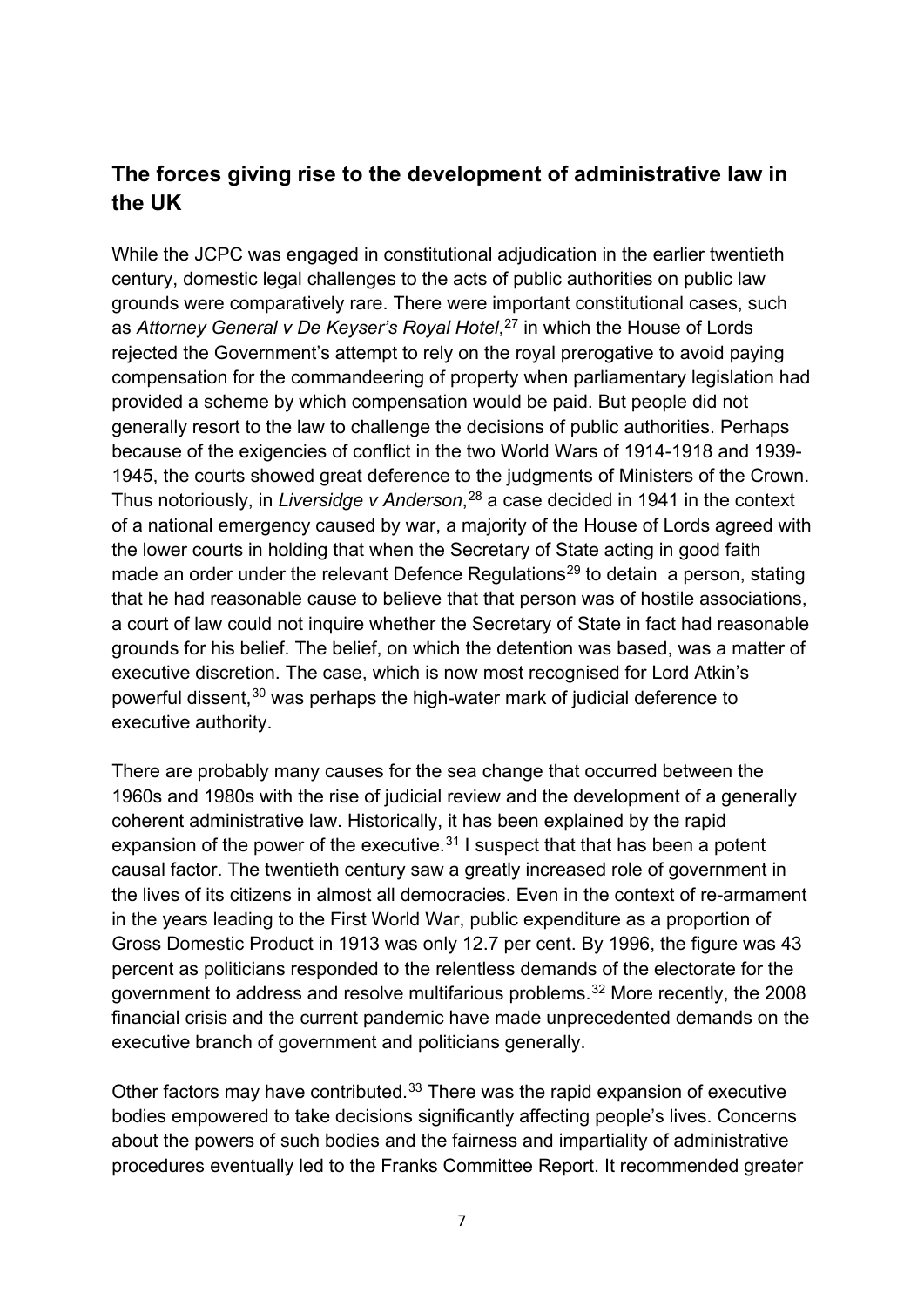## The forces giving rise to the development of administrative law in the UK

While the JCPC was engaged in constitutional adjudication in the earlier twentieth century, domestic legal challenges to the acts of public authorities on public law grounds were comparatively rare. There were important constitutional cases, such as *Attorney General v De Keyser's Royal Hotel*,[27] in which the House of Lords rejected the Government's attempt to rely on the royal prerogative to avoid paying compensation for the commandeering of property when parliamentary legislation had provided a scheme by which compensation would be paid. But people did not generally resort to the law to challenge the decisions of public authorities. Perhaps because of the exigencies of conflict in the two World Wars of 1914-1918 and 1939-1945, the courts showed great deference to the judgments of Ministers of the Crown. Thus notoriously, in *Liversidge v Anderson*,[28] a case decided in 1941 in the context of a national emergency caused by war, a majority of the House of Lords agreed with the lower courts in holding that when the Secretary of State acting in good faith made an order under the relevant Defence Regulations[29] to detain a person, stating that he had reasonable cause to believe that that person was of hostile associations, a court of law could not inquire whether the Secretary of State in fact had reasonable grounds for his belief. The belief, on which the detention was based, was a matter of executive discretion. The case, which is now most recognised for Lord Atkin's powerful dissent,[30] was perhaps the high-water mark of judicial deference to executive authority.

There are probably many causes for the sea change that occurred between the 1960s and 1980s with the rise of judicial review and the development of a generally coherent administrative law. Historically, it has been explained by the rapid expansion of the power of the executive.[31] I suspect that that has been a potent causal factor. The twentieth century saw a greatly increased role of government in the lives of its citizens in almost all democracies. Even in the context of re-armament in the years leading to the First World War, public expenditure as a proportion of Gross Domestic Product in 1913 was only 12.7 per cent. By 1996, the figure was 43 percent as politicians responded to the relentless demands of the electorate for the government to address and resolve multifarious problems.[32] More recently, the 2008 financial crisis and the current pandemic have made unprecedented demands on the executive branch of government and politicians generally.

Other factors may have contributed.[33] There was the rapid expansion of executive bodies empowered to take decisions significantly affecting people's lives. Concerns about the powers of such bodies and the fairness and impartiality of administrative procedures eventually led to the Franks Committee Report. It recommended greater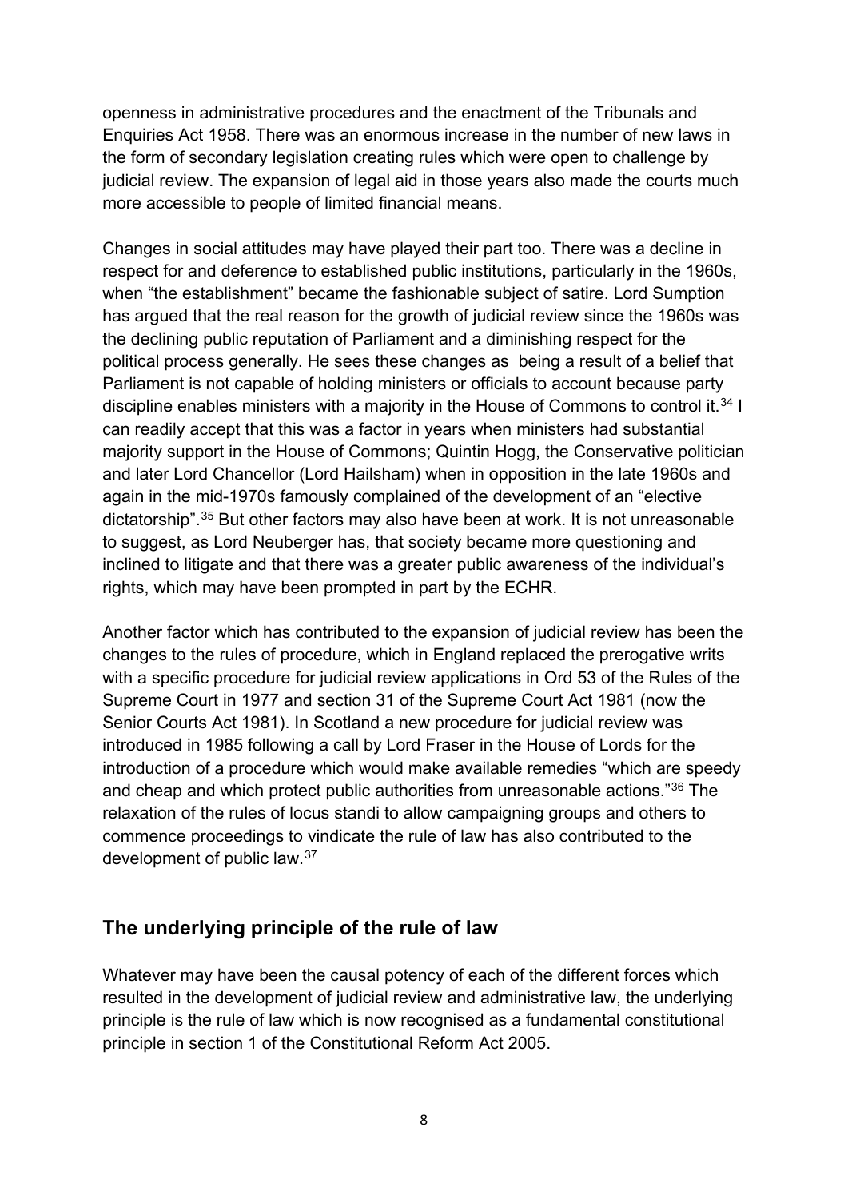openness in administrative procedures and the enactment of the Tribunals and Enquiries Act 1958. There was an enormous increase in the number of new laws in the form of secondary legislation creating rules which were open to challenge by judicial review. The expansion of legal aid in those years also made the courts much more accessible to people of limited financial means.

Changes in social attitudes may have played their part too. There was a decline in respect for and deference to established public institutions, particularly in the 1960s, when "the establishment" became the fashionable subject of satire. Lord Sumption has argued that the real reason for the growth of judicial review since the 1960s was the declining public reputation of Parliament and a diminishing respect for the political process generally. He sees these changes as being a result of a belief that Parliament is not capable of holding ministers or officials to account because party discipline enables ministers with a majority in the House of Commons to control it.[34] I can readily accept that this was a factor in years when ministers had substantial majority support in the House of Commons; Quintin Hogg, the Conservative politician and later Lord Chancellor (Lord Hailsham) when in opposition in the late 1960s and again in the mid-1970s famously complained of the development of an "elective dictatorship".[35] But other factors may also have been at work. It is not unreasonable to suggest, as Lord Neuberger has, that society became more questioning and inclined to litigate and that there was a greater public awareness of the individual's rights, which may have been prompted in part by the ECHR.

Another factor which has contributed to the expansion of judicial review has been the changes to the rules of procedure, which in England replaced the prerogative writs with a specific procedure for judicial review applications in Ord 53 of the Rules of the Supreme Court in 1977 and section 31 of the Supreme Court Act 1981 (now the Senior Courts Act 1981). In Scotland a new procedure for judicial review was introduced in 1985 following a call by Lord Fraser in the House of Lords for the introduction of a procedure which would make available remedies "which are speedy and cheap and which protect public authorities from unreasonable actions."[36] The relaxation of the rules of locus standi to allow campaigning groups and others to commence proceedings to vindicate the rule of law has also contributed to the development of public law.[37]

## The underlying principle of the rule of law

Whatever may have been the causal potency of each of the different forces which resulted in the development of judicial review and administrative law, the underlying principle is the rule of law which is now recognised as a fundamental constitutional principle in section 1 of the Constitutional Reform Act 2005.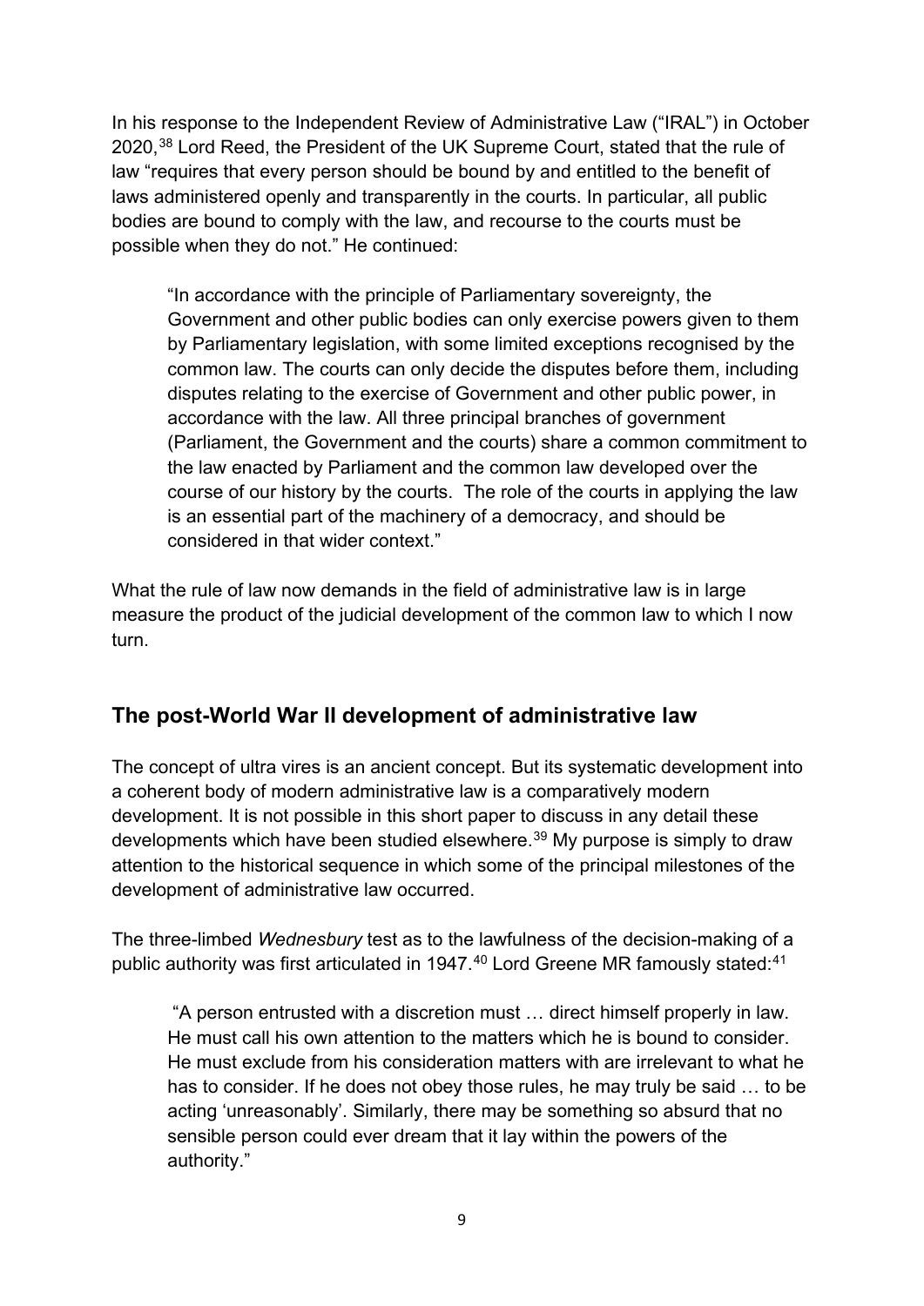In his response to the Independent Review of Administrative Law ("IRAL") in October 2020,[38] Lord Reed, the President of the UK Supreme Court, stated that the rule of law "requires that every person should be bound by and entitled to the benefit of laws administered openly and transparently in the courts. In particular, all public bodies are bound to comply with the law, and recourse to the courts must be possible when they do not." He continued:

> "In accordance with the principle of Parliamentary sovereignty, the Government and other public bodies can only exercise powers given to them by Parliamentary legislation, with some limited exceptions recognised by the common law. The courts can only decide the disputes before them, including disputes relating to the exercise of Government and other public power, in accordance with the law. All three principal branches of government (Parliament, the Government and the courts) share a common commitment to the law enacted by Parliament and the common law developed over the course of our history by the courts. The role of the courts in applying the law is an essential part of the machinery of a democracy, and should be considered in that wider context."

What the rule of law now demands in the field of administrative law is in large measure the product of the judicial development of the common law to which I now turn.

## The post-World War II development of administrative law

The concept of ultra vires is an ancient concept. But its systematic development into a coherent body of modern administrative law is a comparatively modern development. It is not possible in this short paper to discuss in any detail these developments which have been studied elsewhere.[39] My purpose is simply to draw attention to the historical sequence in which some of the principal milestones of the development of administrative law occurred.

The three-limbed *Wednesbury* test as to the lawfulness of the decision-making of a public authority was first articulated in 1947.[40] Lord Greene MR famously stated:[41]

> "A person entrusted with a discretion must … direct himself properly in law. He must call his own attention to the matters which he is bound to consider. He must exclude from his consideration matters with are irrelevant to what he has to consider. If he does not obey those rules, he may truly be said … to be acting 'unreasonably'. Similarly, there may be something so absurd that no sensible person could ever dream that it lay within the powers of the authority."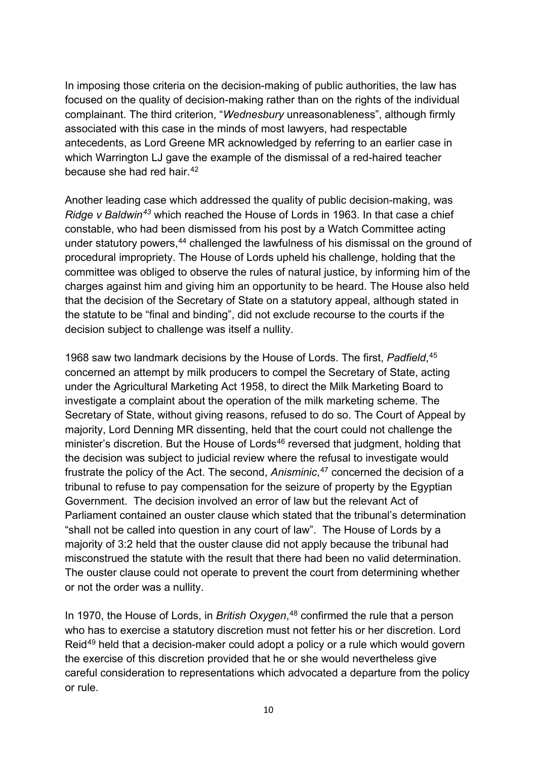In imposing those criteria on the decision-making of public authorities, the law has focused on the quality of decision-making rather than on the rights of the individual complainant. The third criterion, "*Wednesbury* unreasonableness", although firmly associated with this case in the minds of most lawyers, had respectable antecedents, as Lord Greene MR acknowledged by referring to an earlier case in which Warrington LJ gave the example of the dismissal of a red-haired teacher because she had red hair.[42]

Another leading case which addressed the quality of public decision-making, was *Ridge v Baldwin*[43] which reached the House of Lords in 1963. In that case a chief constable, who had been dismissed from his post by a Watch Committee acting under statutory powers,[44] challenged the lawfulness of his dismissal on the ground of procedural impropriety. The House of Lords upheld his challenge, holding that the committee was obliged to observe the rules of natural justice, by informing him of the charges against him and giving him an opportunity to be heard. The House also held that the decision of the Secretary of State on a statutory appeal, although stated in the statute to be "final and binding", did not exclude recourse to the courts if the decision subject to challenge was itself a nullity.

1968 saw two landmark decisions by the House of Lords. The first, *Padfield*,[45] concerned an attempt by milk producers to compel the Secretary of State, acting under the Agricultural Marketing Act 1958, to direct the Milk Marketing Board to investigate a complaint about the operation of the milk marketing scheme. The Secretary of State, without giving reasons, refused to do so. The Court of Appeal by majority, Lord Denning MR dissenting, held that the court could not challenge the minister's discretion. But the House of Lords[46] reversed that judgment, holding that the decision was subject to judicial review where the refusal to investigate would frustrate the policy of the Act. The second, *Anisminic*,[47] concerned the decision of a tribunal to refuse to pay compensation for the seizure of property by the Egyptian Government. The decision involved an error of law but the relevant Act of Parliament contained an ouster clause which stated that the tribunal's determination "shall not be called into question in any court of law". The House of Lords by a majority of 3:2 held that the ouster clause did not apply because the tribunal had misconstrued the statute with the result that there had been no valid determination. The ouster clause could not operate to prevent the court from determining whether or not the order was a nullity.

In 1970, the House of Lords, in *British Oxygen*,[48] confirmed the rule that a person who has to exercise a statutory discretion must not fetter his or her discretion. Lord Reid[49] held that a decision-maker could adopt a policy or a rule which would govern the exercise of this discretion provided that he or she would nevertheless give careful consideration to representations which advocated a departure from the policy or rule.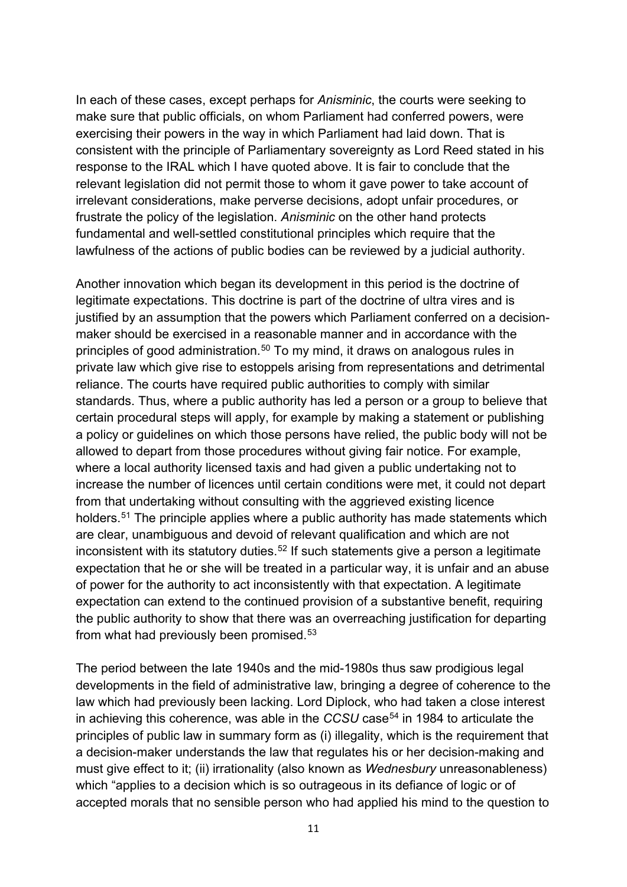In each of these cases, except perhaps for *Anisminic*, the courts were seeking to make sure that public officials, on whom Parliament had conferred powers, were exercising their powers in the way in which Parliament had laid down. That is consistent with the principle of Parliamentary sovereignty as Lord Reed stated in his response to the IRAL which I have quoted above. It is fair to conclude that the relevant legislation did not permit those to whom it gave power to take account of irrelevant considerations, make perverse decisions, adopt unfair procedures, or frustrate the policy of the legislation. *Anisminic* on the other hand protects fundamental and well-settled constitutional principles which require that the lawfulness of the actions of public bodies can be reviewed by a judicial authority.

Another innovation which began its development in this period is the doctrine of legitimate expectations. This doctrine is part of the doctrine of ultra vires and is justified by an assumption that the powers which Parliament conferred on a decision-maker should be exercised in a reasonable manner and in accordance with the principles of good administration.[50] To my mind, it draws on analogous rules in private law which give rise to estoppels arising from representations and detrimental reliance. The courts have required public authorities to comply with similar standards. Thus, where a public authority has led a person or a group to believe that certain procedural steps will apply, for example by making a statement or publishing a policy or guidelines on which those persons have relied, the public body will not be allowed to depart from those procedures without giving fair notice. For example, where a local authority licensed taxis and had given a public undertaking not to increase the number of licences until certain conditions were met, it could not depart from that undertaking without consulting with the aggrieved existing licence holders.[51] The principle applies where a public authority has made statements which are clear, unambiguous and devoid of relevant qualification and which are not inconsistent with its statutory duties.[52] If such statements give a person a legitimate expectation that he or she will be treated in a particular way, it is unfair and an abuse of power for the authority to act inconsistently with that expectation. A legitimate expectation can extend to the continued provision of a substantive benefit, requiring the public authority to show that there was an overreaching justification for departing from what had previously been promised.[53]

The period between the late 1940s and the mid-1980s thus saw prodigious legal developments in the field of administrative law, bringing a degree of coherence to the law which had previously been lacking. Lord Diplock, who had taken a close interest in achieving this coherence, was able in the *CCSU* case[54] in 1984 to articulate the principles of public law in summary form as (i) illegality, which is the requirement that a decision-maker understands the law that regulates his or her decision-making and must give effect to it; (ii) irrationality (also known as *Wednesbury* unreasonableness) which "applies to a decision which is so outrageous in its defiance of logic or of accepted morals that no sensible person who had applied his mind to the question to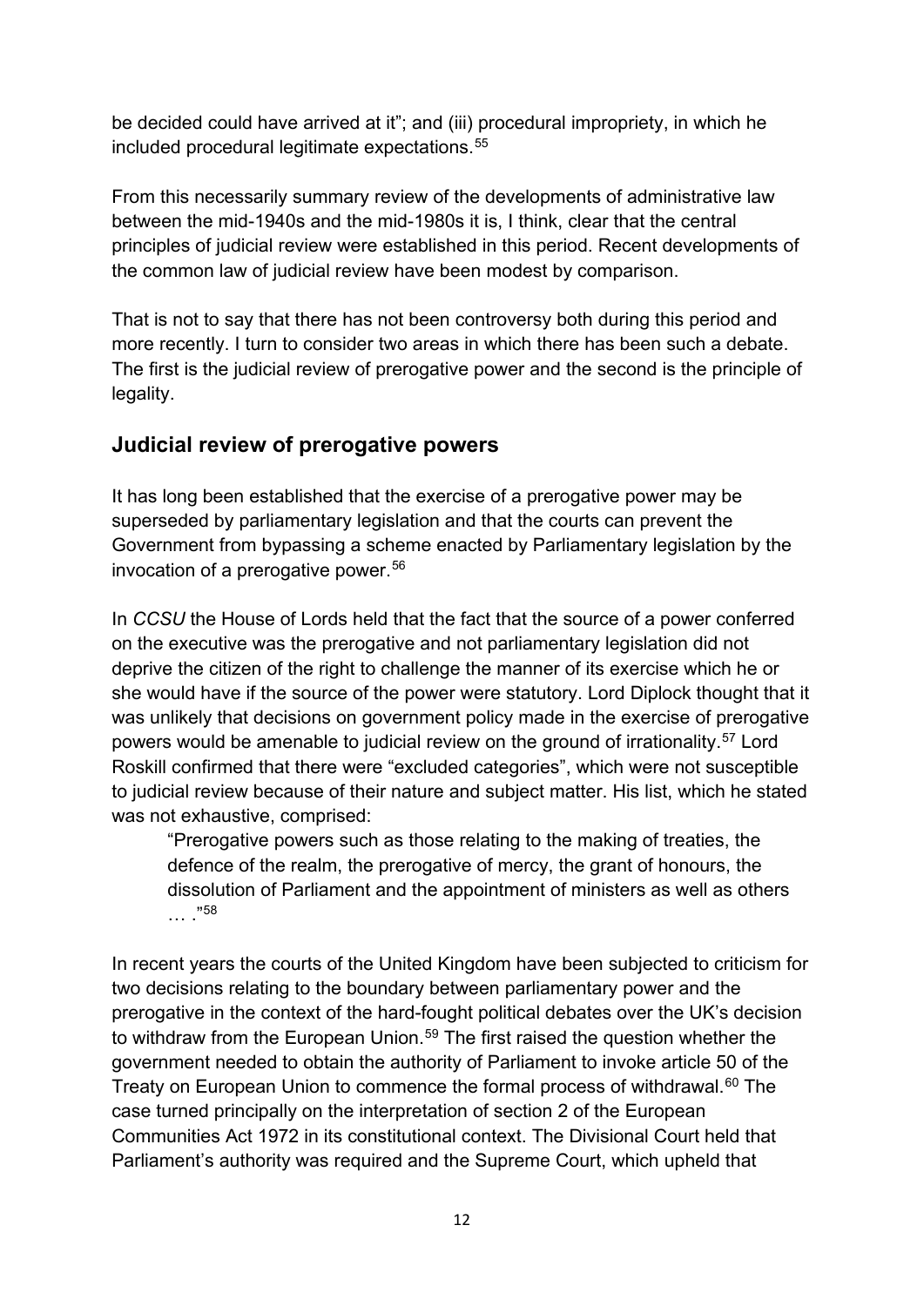be decided could have arrived at it"; and (iii) procedural impropriety, in which he included procedural legitimate expectations.[55]

From this necessarily summary review of the developments of administrative law between the mid-1940s and the mid-1980s it is, I think, clear that the central principles of judicial review were established in this period. Recent developments of the common law of judicial review have been modest by comparison.

That is not to say that there has not been controversy both during this period and more recently. I turn to consider two areas in which there has been such a debate. The first is the judicial review of prerogative power and the second is the principle of legality.

## Judicial review of prerogative powers

It has long been established that the exercise of a prerogative power may be superseded by parliamentary legislation and that the courts can prevent the Government from bypassing a scheme enacted by Parliamentary legislation by the invocation of a prerogative power.[56]

In *CCSU* the House of Lords held that the fact that the source of a power conferred on the executive was the prerogative and not parliamentary legislation did not deprive the citizen of the right to challenge the manner of its exercise which he or she would have if the source of the power were statutory. Lord Diplock thought that it was unlikely that decisions on government policy made in the exercise of prerogative powers would be amenable to judicial review on the ground of irrationality.[57] Lord Roskill confirmed that there were "excluded categories", which were not susceptible to judicial review because of their nature and subject matter. His list, which he stated was not exhaustive, comprised:

> "Prerogative powers such as those relating to the making of treaties, the defence of the realm, the prerogative of mercy, the grant of honours, the dissolution of Parliament and the appointment of ministers as well as others … ."[58]

In recent years the courts of the United Kingdom have been subjected to criticism for two decisions relating to the boundary between parliamentary power and the prerogative in the context of the hard-fought political debates over the UK's decision to withdraw from the European Union.[59] The first raised the question whether the government needed to obtain the authority of Parliament to invoke article 50 of the Treaty on European Union to commence the formal process of withdrawal.[60] The case turned principally on the interpretation of section 2 of the European Communities Act 1972 in its constitutional context. The Divisional Court held that Parliament's authority was required and the Supreme Court, which upheld that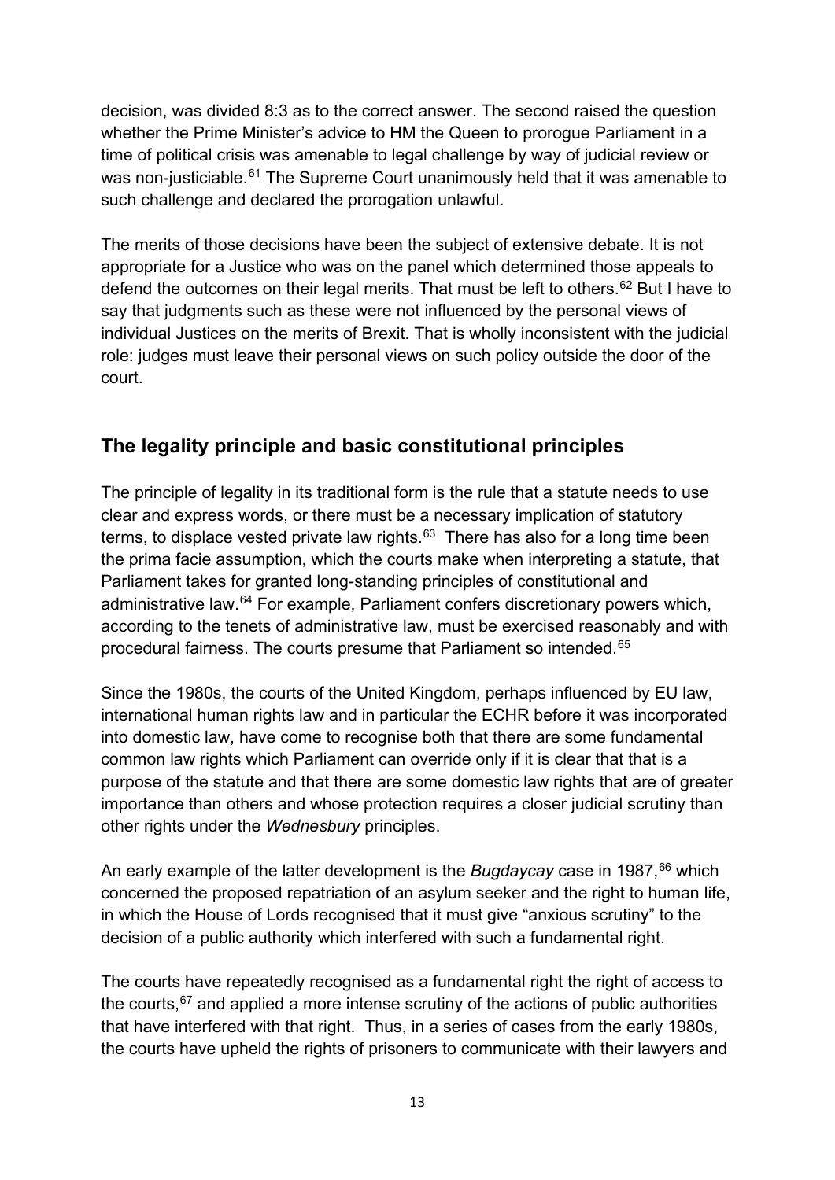decision, was divided 8:3 as to the correct answer. The second raised the question whether the Prime Minister's advice to HM the Queen to prorogue Parliament in a time of political crisis was amenable to legal challenge by way of judicial review or was non-justiciable.[61] The Supreme Court unanimously held that it was amenable to such challenge and declared the prorogation unlawful.

The merits of those decisions have been the subject of extensive debate. It is not appropriate for a Justice who was on the panel which determined those appeals to defend the outcomes on their legal merits. That must be left to others.[62] But I have to say that judgments such as these were not influenced by the personal views of individual Justices on the merits of Brexit. That is wholly inconsistent with the judicial role: judges must leave their personal views on such policy outside the door of the court.

## The legality principle and basic constitutional principles

The principle of legality in its traditional form is the rule that a statute needs to use clear and express words, or there must be a necessary implication of statutory terms, to displace vested private law rights.[63] There has also for a long time been the prima facie assumption, which the courts make when interpreting a statute, that Parliament takes for granted long-standing principles of constitutional and administrative law.[64] For example, Parliament confers discretionary powers which, according to the tenets of administrative law, must be exercised reasonably and with procedural fairness. The courts presume that Parliament so intended.[65]

Since the 1980s, the courts of the United Kingdom, perhaps influenced by EU law, international human rights law and in particular the ECHR before it was incorporated into domestic law, have come to recognise both that there are some fundamental common law rights which Parliament can override only if it is clear that that is a purpose of the statute and that there are some domestic law rights that are of greater importance than others and whose protection requires a closer judicial scrutiny than other rights under the *Wednesbury* principles.

An early example of the latter development is the *Bugdaycay* case in 1987,[66] which concerned the proposed repatriation of an asylum seeker and the right to human life, in which the House of Lords recognised that it must give "anxious scrutiny" to the decision of a public authority which interfered with such a fundamental right.

The courts have repeatedly recognised as a fundamental right the right of access to the courts,[67] and applied a more intense scrutiny of the actions of public authorities that have interfered with that right. Thus, in a series of cases from the early 1980s, the courts have upheld the rights of prisoners to communicate with their lawyers and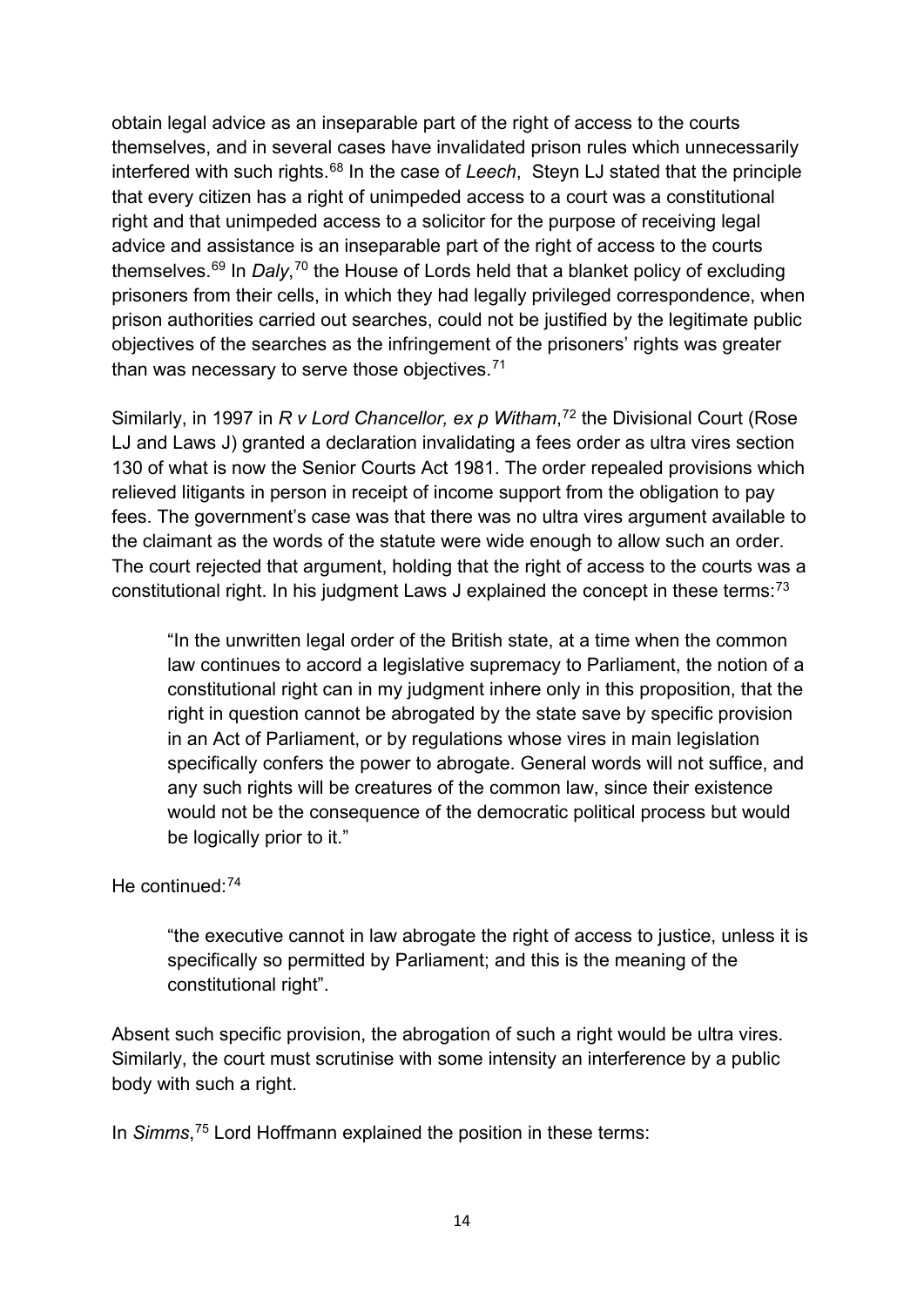obtain legal advice as an inseparable part of the right of access to the courts themselves, and in several cases have invalidated prison rules which unnecessarily interfered with such rights.[68] In the case of *Leech*, Steyn LJ stated that the principle that every citizen has a right of unimpeded access to a court was a constitutional right and that unimpeded access to a solicitor for the purpose of receiving legal advice and assistance is an inseparable part of the right of access to the courts themselves.[69] In *Daly*,[70] the House of Lords held that a blanket policy of excluding prisoners from their cells, in which they had legally privileged correspondence, when prison authorities carried out searches, could not be justified by the legitimate public objectives of the searches as the infringement of the prisoners' rights was greater than was necessary to serve those objectives.[71]

Similarly, in 1997 in *R v Lord Chancellor, ex p Witham*,[72] the Divisional Court (Rose LJ and Laws J) granted a declaration invalidating a fees order as ultra vires section 130 of what is now the Senior Courts Act 1981. The order repealed provisions which relieved litigants in person in receipt of income support from the obligation to pay fees. The government's case was that there was no ultra vires argument available to the claimant as the words of the statute were wide enough to allow such an order. The court rejected that argument, holding that the right of access to the courts was a constitutional right. In his judgment Laws J explained the concept in these terms:[73]

> "In the unwritten legal order of the British state, at a time when the common law continues to accord a legislative supremacy to Parliament, the notion of a constitutional right can in my judgment inhere only in this proposition, that the right in question cannot be abrogated by the state save by specific provision in an Act of Parliament, or by regulations whose vires in main legislation specifically confers the power to abrogate. General words will not suffice, and any such rights will be creatures of the common law, since their existence would not be the consequence of the democratic political process but would be logically prior to it."

He continued:[74]

> "the executive cannot in law abrogate the right of access to justice, unless it is specifically so permitted by Parliament; and this is the meaning of the constitutional right".

Absent such specific provision, the abrogation of such a right would be ultra vires. Similarly, the court must scrutinise with some intensity an interference by a public body with such a right.

In *Simms*,[75] Lord Hoffmann explained the position in these terms: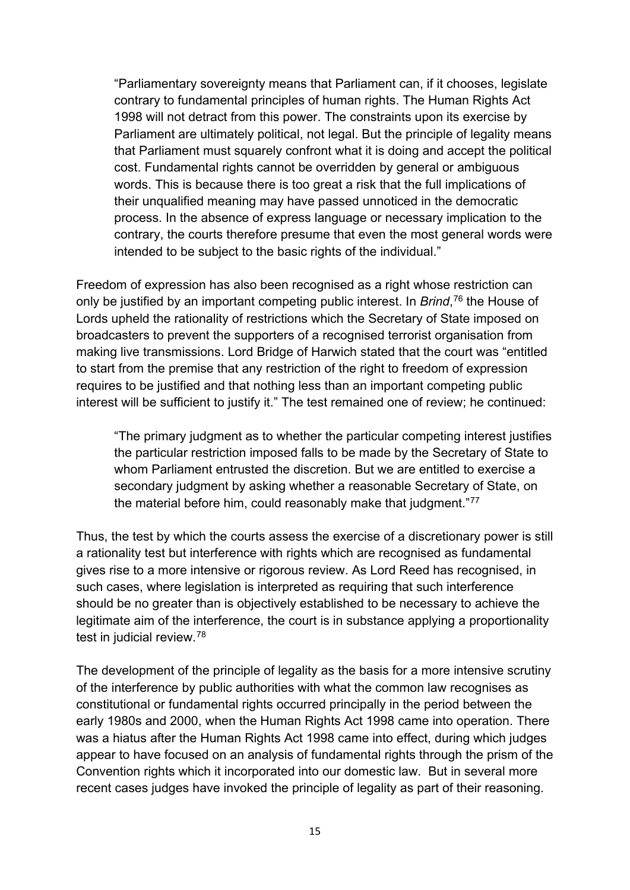> "Parliamentary sovereignty means that Parliament can, if it chooses, legislate contrary to fundamental principles of human rights. The Human Rights Act 1998 will not detract from this power. The constraints upon its exercise by Parliament are ultimately political, not legal. But the principle of legality means that Parliament must squarely confront what it is doing and accept the political cost. Fundamental rights cannot be overridden by general or ambiguous words. This is because there is too great a risk that the full implications of their unqualified meaning may have passed unnoticed in the democratic process. In the absence of express language or necessary implication to the contrary, the courts therefore presume that even the most general words were intended to be subject to the basic rights of the individual."

Freedom of expression has also been recognised as a right whose restriction can only be justified by an important competing public interest. In *Brind*,[76] the House of Lords upheld the rationality of restrictions which the Secretary of State imposed on broadcasters to prevent the supporters of a recognised terrorist organisation from making live transmissions. Lord Bridge of Harwich stated that the court was "entitled to start from the premise that any restriction of the right to freedom of expression requires to be justified and that nothing less than an important competing public interest will be sufficient to justify it." The test remained one of review; he continued:

> "The primary judgment as to whether the particular competing interest justifies the particular restriction imposed falls to be made by the Secretary of State to whom Parliament entrusted the discretion. But we are entitled to exercise a secondary judgment by asking whether a reasonable Secretary of State, on the material before him, could reasonably make that judgment."[77]

Thus, the test by which the courts assess the exercise of a discretionary power is still a rationality test but interference with rights which are recognised as fundamental gives rise to a more intensive or rigorous review. As Lord Reed has recognised, in such cases, where legislation is interpreted as requiring that such interference should be no greater than is objectively established to be necessary to achieve the legitimate aim of the interference, the court is in substance applying a proportionality test in judicial review.[78]

The development of the principle of legality as the basis for a more intensive scrutiny of the interference by public authorities with what the common law recognises as constitutional or fundamental rights occurred principally in the period between the early 1980s and 2000, when the Human Rights Act 1998 came into operation. There was a hiatus after the Human Rights Act 1998 came into effect, during which judges appear to have focused on an analysis of fundamental rights through the prism of the Convention rights which it incorporated into our domestic law. But in several more recent cases judges have invoked the principle of legality as part of their reasoning.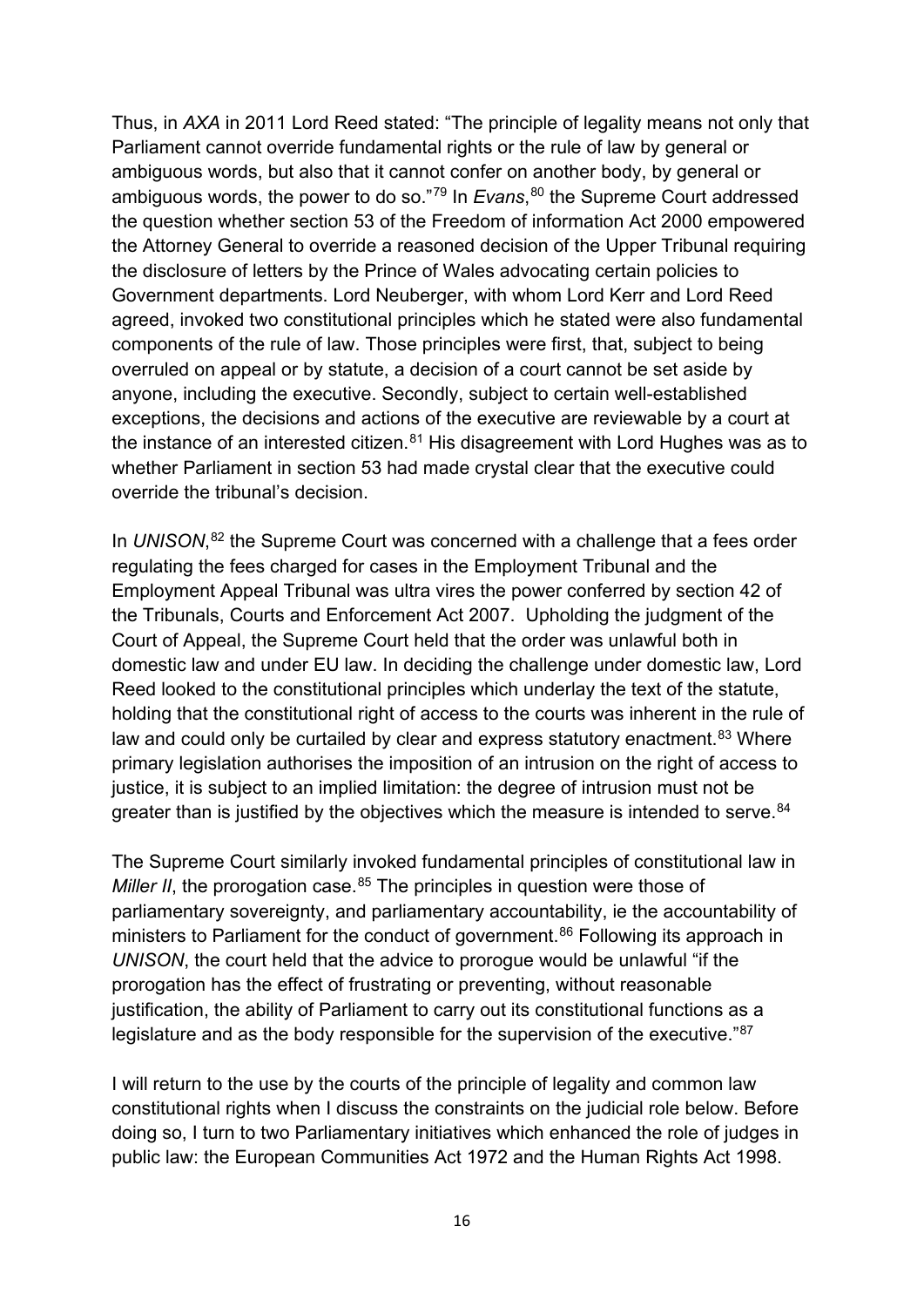Thus, in *AXA* in 2011 Lord Reed stated: "The principle of legality means not only that Parliament cannot override fundamental rights or the rule of law by general or ambiguous words, but also that it cannot confer on another body, by general or ambiguous words, the power to do so."[79] In *Evans*,[80] the Supreme Court addressed the question whether section 53 of the Freedom of information Act 2000 empowered the Attorney General to override a reasoned decision of the Upper Tribunal requiring the disclosure of letters by the Prince of Wales advocating certain policies to Government departments. Lord Neuberger, with whom Lord Kerr and Lord Reed agreed, invoked two constitutional principles which he stated were also fundamental components of the rule of law. Those principles were first, that, subject to being overruled on appeal or by statute, a decision of a court cannot be set aside by anyone, including the executive. Secondly, subject to certain well-established exceptions, the decisions and actions of the executive are reviewable by a court at the instance of an interested citizen.[81] His disagreement with Lord Hughes was as to whether Parliament in section 53 had made crystal clear that the executive could override the tribunal's decision.

In *UNISON*,[82] the Supreme Court was concerned with a challenge that a fees order regulating the fees charged for cases in the Employment Tribunal and the Employment Appeal Tribunal was ultra vires the power conferred by section 42 of the Tribunals, Courts and Enforcement Act 2007. Upholding the judgment of the Court of Appeal, the Supreme Court held that the order was unlawful both in domestic law and under EU law. In deciding the challenge under domestic law, Lord Reed looked to the constitutional principles which underlay the text of the statute, holding that the constitutional right of access to the courts was inherent in the rule of law and could only be curtailed by clear and express statutory enactment.[83] Where primary legislation authorises the imposition of an intrusion on the right of access to justice, it is subject to an implied limitation: the degree of intrusion must not be greater than is justified by the objectives which the measure is intended to serve.[84]

The Supreme Court similarly invoked fundamental principles of constitutional law in *Miller II*, the prorogation case.[85] The principles in question were those of parliamentary sovereignty, and parliamentary accountability, ie the accountability of ministers to Parliament for the conduct of government.[86] Following its approach in *UNISON*, the court held that the advice to prorogue would be unlawful "if the prorogation has the effect of frustrating or preventing, without reasonable justification, the ability of Parliament to carry out its constitutional functions as a legislature and as the body responsible for the supervision of the executive."[87]

I will return to the use by the courts of the principle of legality and common law constitutional rights when I discuss the constraints on the judicial role below. Before doing so, I turn to two Parliamentary initiatives which enhanced the role of judges in public law: the European Communities Act 1972 and the Human Rights Act 1998.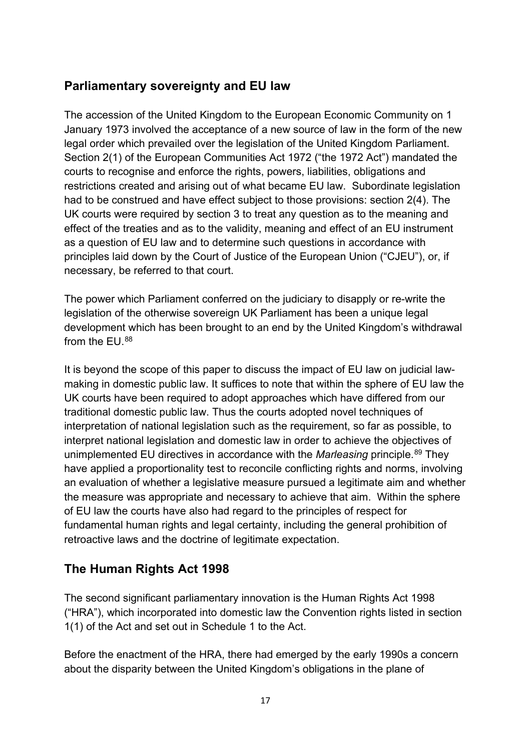## Parliamentary sovereignty and EU law

The accession of the United Kingdom to the European Economic Community on 1 January 1973 involved the acceptance of a new source of law in the form of the new legal order which prevailed over the legislation of the United Kingdom Parliament. Section 2(1) of the European Communities Act 1972 ("the 1972 Act") mandated the courts to recognise and enforce the rights, powers, liabilities, obligations and restrictions created and arising out of what became EU law. Subordinate legislation had to be construed and have effect subject to those provisions: section 2(4). The UK courts were required by section 3 to treat any question as to the meaning and effect of the treaties and as to the validity, meaning and effect of an EU instrument as a question of EU law and to determine such questions in accordance with principles laid down by the Court of Justice of the European Union ("CJEU"), or, if necessary, be referred to that court.

The power which Parliament conferred on the judiciary to disapply or re-write the legislation of the otherwise sovereign UK Parliament has been a unique legal development which has been brought to an end by the United Kingdom's withdrawal from the EU.[88]

It is beyond the scope of this paper to discuss the impact of EU law on judicial law-making in domestic public law. It suffices to note that within the sphere of EU law the UK courts have been required to adopt approaches which have differed from our traditional domestic public law. Thus the courts adopted novel techniques of interpretation of national legislation such as the requirement, so far as possible, to interpret national legislation and domestic law in order to achieve the objectives of unimplemented EU directives in accordance with the *Marleasing* principle.[89] They have applied a proportionality test to reconcile conflicting rights and norms, involving an evaluation of whether a legislative measure pursued a legitimate aim and whether the measure was appropriate and necessary to achieve that aim. Within the sphere of EU law the courts have also had regard to the principles of respect for fundamental human rights and legal certainty, including the general prohibition of retroactive laws and the doctrine of legitimate expectation.

## The Human Rights Act 1998

The second significant parliamentary innovation is the Human Rights Act 1998 ("HRA"), which incorporated into domestic law the Convention rights listed in section 1(1) of the Act and set out in Schedule 1 to the Act.

Before the enactment of the HRA, there had emerged by the early 1990s a concern about the disparity between the United Kingdom's obligations in the plane of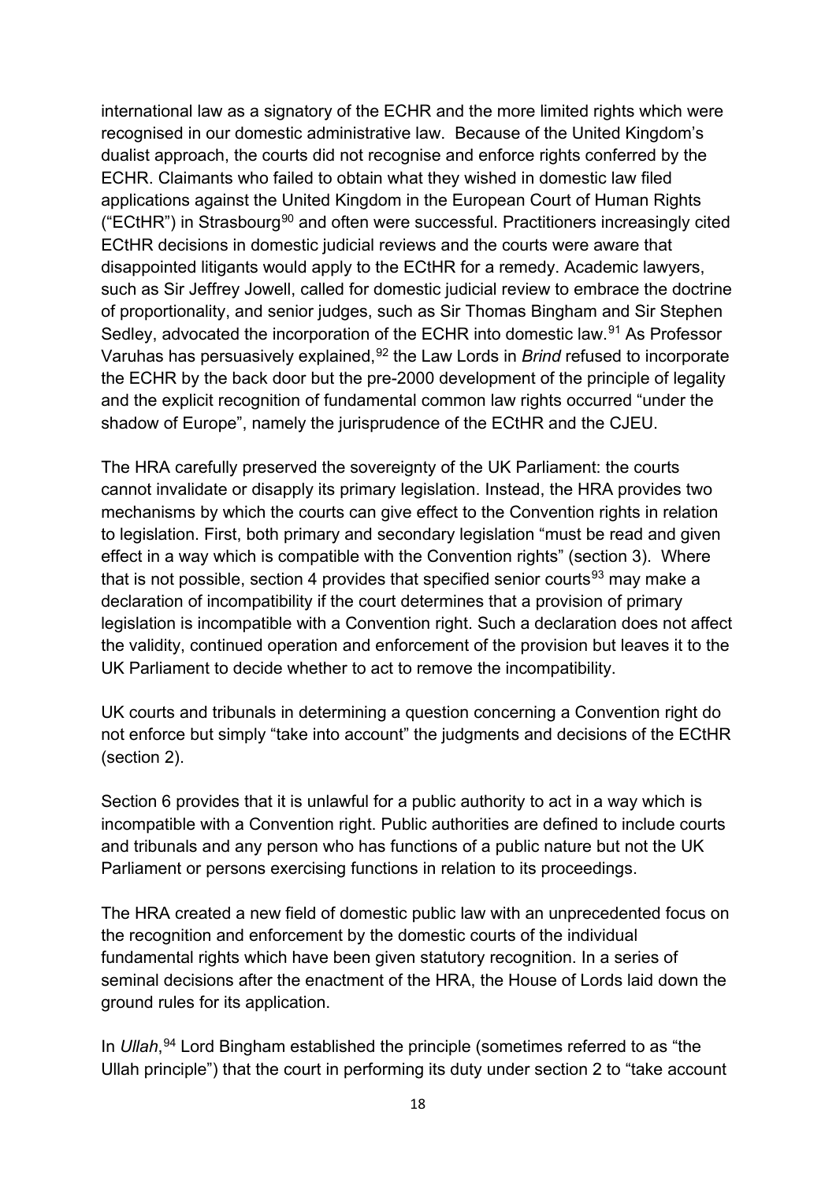international law as a signatory of the ECHR and the more limited rights which were recognised in our domestic administrative law. Because of the United Kingdom's dualist approach, the courts did not recognise and enforce rights conferred by the ECHR. Claimants who failed to obtain what they wished in domestic law filed applications against the United Kingdom in the European Court of Human Rights ("ECtHR") in Strasbourg[90] and often were successful. Practitioners increasingly cited ECtHR decisions in domestic judicial reviews and the courts were aware that disappointed litigants would apply to the ECtHR for a remedy. Academic lawyers, such as Sir Jeffrey Jowell, called for domestic judicial review to embrace the doctrine of proportionality, and senior judges, such as Sir Thomas Bingham and Sir Stephen Sedley, advocated the incorporation of the ECHR into domestic law.[91] As Professor Varuhas has persuasively explained,[92] the Law Lords in *Brind* refused to incorporate the ECHR by the back door but the pre-2000 development of the principle of legality and the explicit recognition of fundamental common law rights occurred "under the shadow of Europe", namely the jurisprudence of the ECtHR and the CJEU.

The HRA carefully preserved the sovereignty of the UK Parliament: the courts cannot invalidate or disapply its primary legislation. Instead, the HRA provides two mechanisms by which the courts can give effect to the Convention rights in relation to legislation. First, both primary and secondary legislation "must be read and given effect in a way which is compatible with the Convention rights" (section 3). Where that is not possible, section 4 provides that specified senior courts[93] may make a declaration of incompatibility if the court determines that a provision of primary legislation is incompatible with a Convention right. Such a declaration does not affect the validity, continued operation and enforcement of the provision but leaves it to the UK Parliament to decide whether to act to remove the incompatibility.

UK courts and tribunals in determining a question concerning a Convention right do not enforce but simply "take into account" the judgments and decisions of the ECtHR (section 2).

Section 6 provides that it is unlawful for a public authority to act in a way which is incompatible with a Convention right. Public authorities are defined to include courts and tribunals and any person who has functions of a public nature but not the UK Parliament or persons exercising functions in relation to its proceedings.

The HRA created a new field of domestic public law with an unprecedented focus on the recognition and enforcement by the domestic courts of the individual fundamental rights which have been given statutory recognition. In a series of seminal decisions after the enactment of the HRA, the House of Lords laid down the ground rules for its application.

In *Ullah*,[94] Lord Bingham established the principle (sometimes referred to as "the Ullah principle") that the court in performing its duty under section 2 to "take account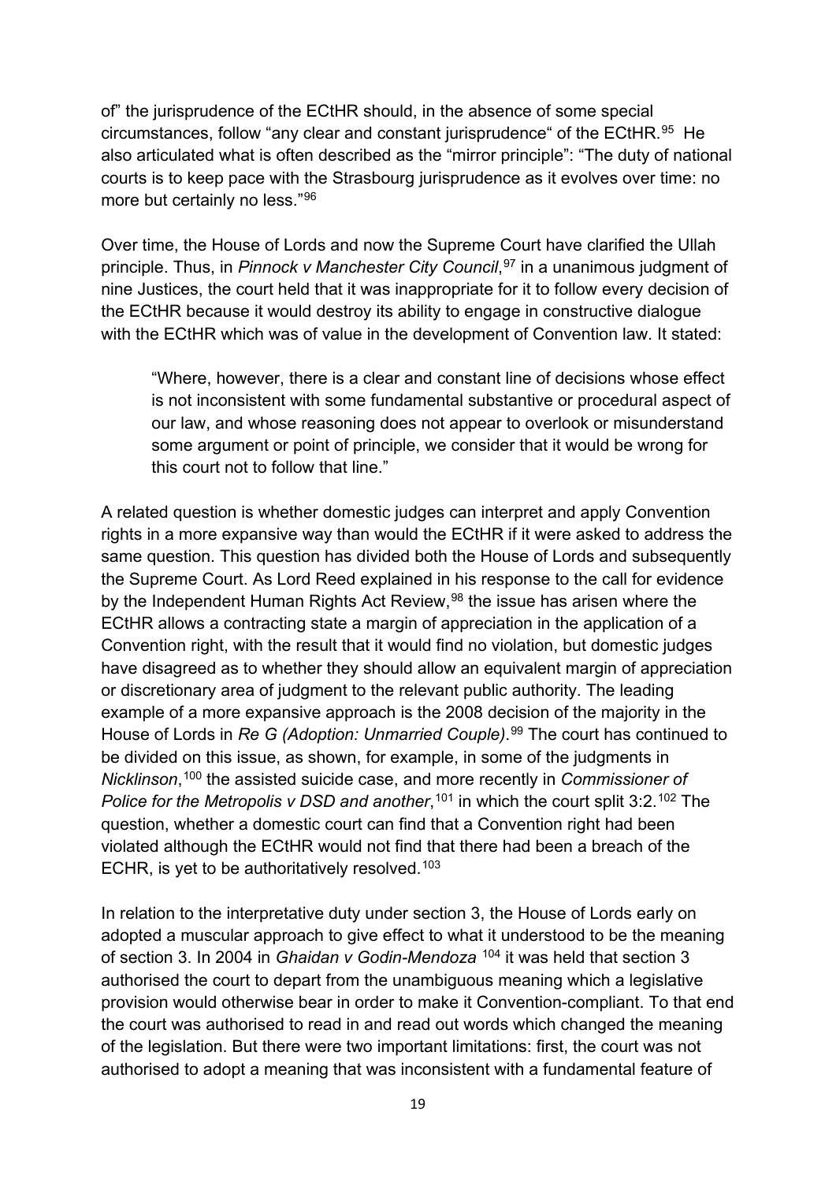of" the jurisprudence of the ECtHR should, in the absence of some special circumstances, follow "any clear and constant jurisprudence" of the ECtHR.[95] He also articulated what is often described as the "mirror principle": "The duty of national courts is to keep pace with the Strasbourg jurisprudence as it evolves over time: no more but certainly no less."[96]

Over time, the House of Lords and now the Supreme Court have clarified the Ullah principle. Thus, in *Pinnock v Manchester City Council*,[97] in a unanimous judgment of nine Justices, the court held that it was inappropriate for it to follow every decision of the ECtHR because it would destroy its ability to engage in constructive dialogue with the ECtHR which was of value in the development of Convention law. It stated:

> "Where, however, there is a clear and constant line of decisions whose effect is not inconsistent with some fundamental substantive or procedural aspect of our law, and whose reasoning does not appear to overlook or misunderstand some argument or point of principle, we consider that it would be wrong for this court not to follow that line."

A related question is whether domestic judges can interpret and apply Convention rights in a more expansive way than would the ECtHR if it were asked to address the same question. This question has divided both the House of Lords and subsequently the Supreme Court. As Lord Reed explained in his response to the call for evidence by the Independent Human Rights Act Review,[98] the issue has arisen where the ECtHR allows a contracting state a margin of appreciation in the application of a Convention right, with the result that it would find no violation, but domestic judges have disagreed as to whether they should allow an equivalent margin of appreciation or discretionary area of judgment to the relevant public authority. The leading example of a more expansive approach is the 2008 decision of the majority in the House of Lords in *Re G (Adoption: Unmarried Couple)*.[99] The court has continued to be divided on this issue, as shown, for example, in some of the judgments in *Nicklinson*,[100] the assisted suicide case, and more recently in *Commissioner of Police for the Metropolis v DSD and another*,[101] in which the court split 3:2.[102] The question, whether a domestic court can find that a Convention right had been violated although the ECtHR would not find that there had been a breach of the ECHR, is yet to be authoritatively resolved.[103]

In relation to the interpretative duty under section 3, the House of Lords early on adopted a muscular approach to give effect to what it understood to be the meaning of section 3. In 2004 in *Ghaidan v Godin-Mendoza* [104] it was held that section 3 authorised the court to depart from the unambiguous meaning which a legislative provision would otherwise bear in order to make it Convention-compliant. To that end the court was authorised to read in and read out words which changed the meaning of the legislation. But there were two important limitations: first, the court was not authorised to adopt a meaning that was inconsistent with a fundamental feature of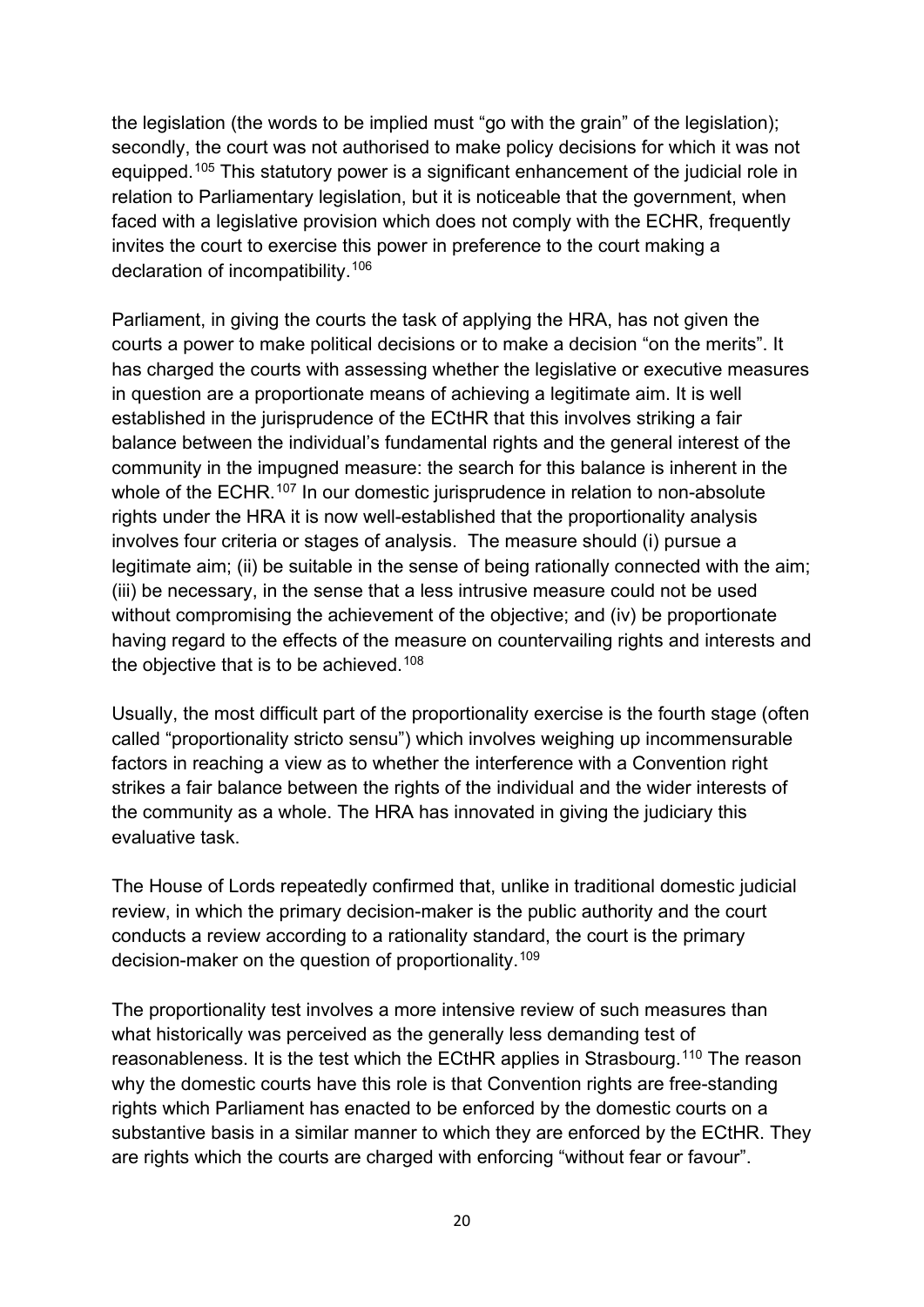the legislation (the words to be implied must "go with the grain" of the legislation); secondly, the court was not authorised to make policy decisions for which it was not equipped.[105] This statutory power is a significant enhancement of the judicial role in relation to Parliamentary legislation, but it is noticeable that the government, when faced with a legislative provision which does not comply with the ECHR, frequently invites the court to exercise this power in preference to the court making a declaration of incompatibility.[106]

Parliament, in giving the courts the task of applying the HRA, has not given the courts a power to make political decisions or to make a decision "on the merits". It has charged the courts with assessing whether the legislative or executive measures in question are a proportionate means of achieving a legitimate aim. It is well established in the jurisprudence of the ECtHR that this involves striking a fair balance between the individual's fundamental rights and the general interest of the community in the impugned measure: the search for this balance is inherent in the whole of the ECHR.[107] In our domestic jurisprudence in relation to non-absolute rights under the HRA it is now well-established that the proportionality analysis involves four criteria or stages of analysis. The measure should (i) pursue a legitimate aim; (ii) be suitable in the sense of being rationally connected with the aim; (iii) be necessary, in the sense that a less intrusive measure could not be used without compromising the achievement of the objective; and (iv) be proportionate having regard to the effects of the measure on countervailing rights and interests and the objective that is to be achieved.[108]

Usually, the most difficult part of the proportionality exercise is the fourth stage (often called "proportionality stricto sensu") which involves weighing up incommensurable factors in reaching a view as to whether the interference with a Convention right strikes a fair balance between the rights of the individual and the wider interests of the community as a whole. The HRA has innovated in giving the judiciary this evaluative task.

The House of Lords repeatedly confirmed that, unlike in traditional domestic judicial review, in which the primary decision-maker is the public authority and the court conducts a review according to a rationality standard, the court is the primary decision-maker on the question of proportionality.[109]

The proportionality test involves a more intensive review of such measures than what historically was perceived as the generally less demanding test of reasonableness. It is the test which the ECtHR applies in Strasbourg.[110] The reason why the domestic courts have this role is that Convention rights are free-standing rights which Parliament has enacted to be enforced by the domestic courts on a substantive basis in a similar manner to which they are enforced by the ECtHR. They are rights which the courts are charged with enforcing "without fear or favour".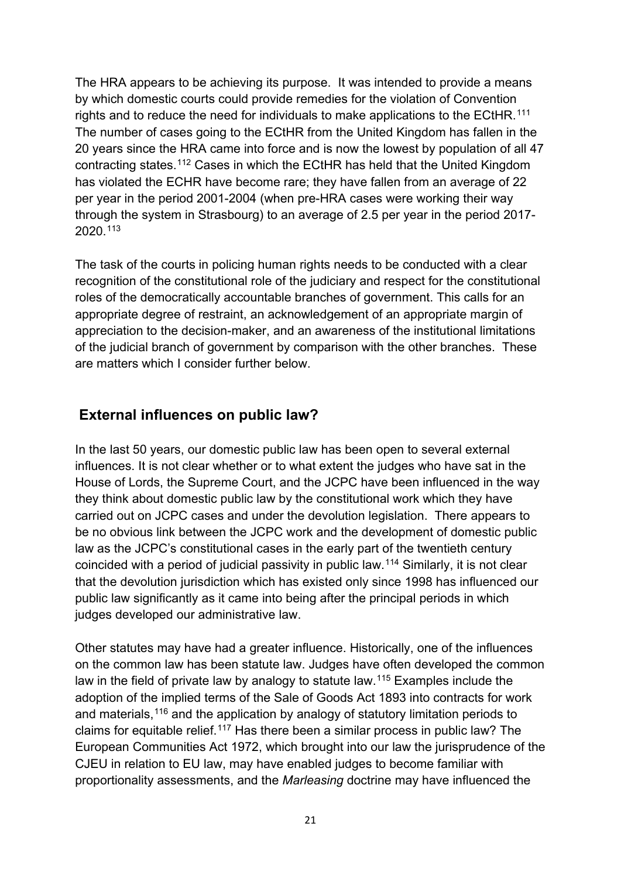The HRA appears to be achieving its purpose. It was intended to provide a means by which domestic courts could provide remedies for the violation of Convention rights and to reduce the need for individuals to make applications to the ECtHR.[111] The number of cases going to the ECtHR from the United Kingdom has fallen in the 20 years since the HRA came into force and is now the lowest by population of all 47 contracting states.[112] Cases in which the ECtHR has held that the United Kingdom has violated the ECHR have become rare; they have fallen from an average of 22 per year in the period 2001-2004 (when pre-HRA cases were working their way through the system in Strasbourg) to an average of 2.5 per year in the period 2017-2020.[113]

The task of the courts in policing human rights needs to be conducted with a clear recognition of the constitutional role of the judiciary and respect for the constitutional roles of the democratically accountable branches of government. This calls for an appropriate degree of restraint, an acknowledgement of an appropriate margin of appreciation to the decision-maker, and an awareness of the institutional limitations of the judicial branch of government by comparison with the other branches. These are matters which I consider further below.

## External influences on public law?

In the last 50 years, our domestic public law has been open to several external influences. It is not clear whether or to what extent the judges who have sat in the House of Lords, the Supreme Court, and the JCPC have been influenced in the way they think about domestic public law by the constitutional work which they have carried out on JCPC cases and under the devolution legislation. There appears to be no obvious link between the JCPC work and the development of domestic public law as the JCPC's constitutional cases in the early part of the twentieth century coincided with a period of judicial passivity in public law.[114] Similarly, it is not clear that the devolution jurisdiction which has existed only since 1998 has influenced our public law significantly as it came into being after the principal periods in which judges developed our administrative law.

Other statutes may have had a greater influence. Historically, one of the influences on the common law has been statute law. Judges have often developed the common law in the field of private law by analogy to statute law.[115] Examples include the adoption of the implied terms of the Sale of Goods Act 1893 into contracts for work and materials,[116] and the application by analogy of statutory limitation periods to claims for equitable relief.[117] Has there been a similar process in public law? The European Communities Act 1972, which brought into our law the jurisprudence of the CJEU in relation to EU law, may have enabled judges to become familiar with proportionality assessments, and the *Marleasing* doctrine may have influenced the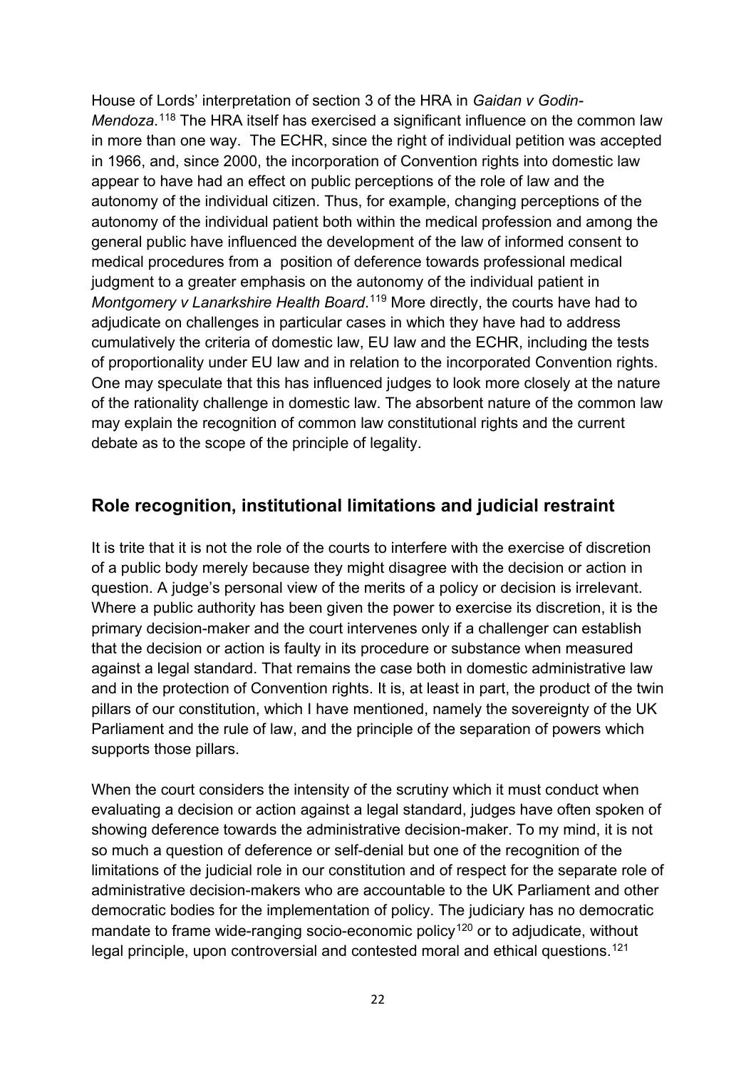House of Lords' interpretation of section 3 of the HRA in *Gaidan v Godin-Mendoza*.[118] The HRA itself has exercised a significant influence on the common law in more than one way. The ECHR, since the right of individual petition was accepted in 1966, and, since 2000, the incorporation of Convention rights into domestic law appear to have had an effect on public perceptions of the role of law and the autonomy of the individual citizen. Thus, for example, changing perceptions of the autonomy of the individual patient both within the medical profession and among the general public have influenced the development of the law of informed consent to medical procedures from a position of deference towards professional medical judgment to a greater emphasis on the autonomy of the individual patient in *Montgomery v Lanarkshire Health Board*.[119] More directly, the courts have had to adjudicate on challenges in particular cases in which they have had to address cumulatively the criteria of domestic law, EU law and the ECHR, including the tests of proportionality under EU law and in relation to the incorporated Convention rights. One may speculate that this has influenced judges to look more closely at the nature of the rationality challenge in domestic law. The absorbent nature of the common law may explain the recognition of common law constitutional rights and the current debate as to the scope of the principle of legality.

## Role recognition, institutional limitations and judicial restraint

It is trite that it is not the role of the courts to interfere with the exercise of discretion of a public body merely because they might disagree with the decision or action in question. A judge's personal view of the merits of a policy or decision is irrelevant. Where a public authority has been given the power to exercise its discretion, it is the primary decision-maker and the court intervenes only if a challenger can establish that the decision or action is faulty in its procedure or substance when measured against a legal standard. That remains the case both in domestic administrative law and in the protection of Convention rights. It is, at least in part, the product of the twin pillars of our constitution, which I have mentioned, namely the sovereignty of the UK Parliament and the rule of law, and the principle of the separation of powers which supports those pillars.

When the court considers the intensity of the scrutiny which it must conduct when evaluating a decision or action against a legal standard, judges have often spoken of showing deference towards the administrative decision-maker. To my mind, it is not so much a question of deference or self-denial but one of the recognition of the limitations of the judicial role in our constitution and of respect for the separate role of administrative decision-makers who are accountable to the UK Parliament and other democratic bodies for the implementation of policy. The judiciary has no democratic mandate to frame wide-ranging socio-economic policy[120] or to adjudicate, without legal principle, upon controversial and contested moral and ethical questions.[121]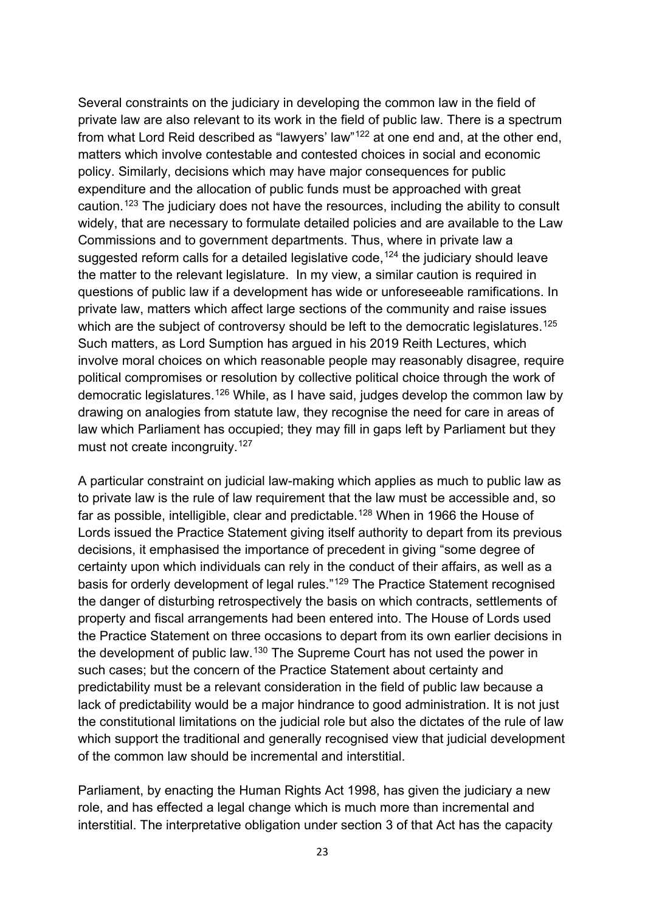Several constraints on the judiciary in developing the common law in the field of private law are also relevant to its work in the field of public law. There is a spectrum from what Lord Reid described as "lawyers' law"[122] at one end and, at the other end, matters which involve contestable and contested choices in social and economic policy. Similarly, decisions which may have major consequences for public expenditure and the allocation of public funds must be approached with great caution.[123] The judiciary does not have the resources, including the ability to consult widely, that are necessary to formulate detailed policies and are available to the Law Commissions and to government departments. Thus, where in private law a suggested reform calls for a detailed legislative code,[124] the judiciary should leave the matter to the relevant legislature. In my view, a similar caution is required in questions of public law if a development has wide or unforeseeable ramifications. In private law, matters which affect large sections of the community and raise issues which are the subject of controversy should be left to the democratic legislatures.[125] Such matters, as Lord Sumption has argued in his 2019 Reith Lectures, which involve moral choices on which reasonable people may reasonably disagree, require political compromises or resolution by collective political choice through the work of democratic legislatures.[126] While, as I have said, judges develop the common law by drawing on analogies from statute law, they recognise the need for care in areas of law which Parliament has occupied; they may fill in gaps left by Parliament but they must not create incongruity.[127]

A particular constraint on judicial law-making which applies as much to public law as to private law is the rule of law requirement that the law must be accessible and, so far as possible, intelligible, clear and predictable.[128] When in 1966 the House of Lords issued the Practice Statement giving itself authority to depart from its previous decisions, it emphasised the importance of precedent in giving "some degree of certainty upon which individuals can rely in the conduct of their affairs, as well as a basis for orderly development of legal rules."[129] The Practice Statement recognised the danger of disturbing retrospectively the basis on which contracts, settlements of property and fiscal arrangements had been entered into. The House of Lords used the Practice Statement on three occasions to depart from its own earlier decisions in the development of public law.[130] The Supreme Court has not used the power in such cases; but the concern of the Practice Statement about certainty and predictability must be a relevant consideration in the field of public law because a lack of predictability would be a major hindrance to good administration. It is not just the constitutional limitations on the judicial role but also the dictates of the rule of law which support the traditional and generally recognised view that judicial development of the common law should be incremental and interstitial.

Parliament, by enacting the Human Rights Act 1998, has given the judiciary a new role, and has effected a legal change which is much more than incremental and interstitial. The interpretative obligation under section 3 of that Act has the capacity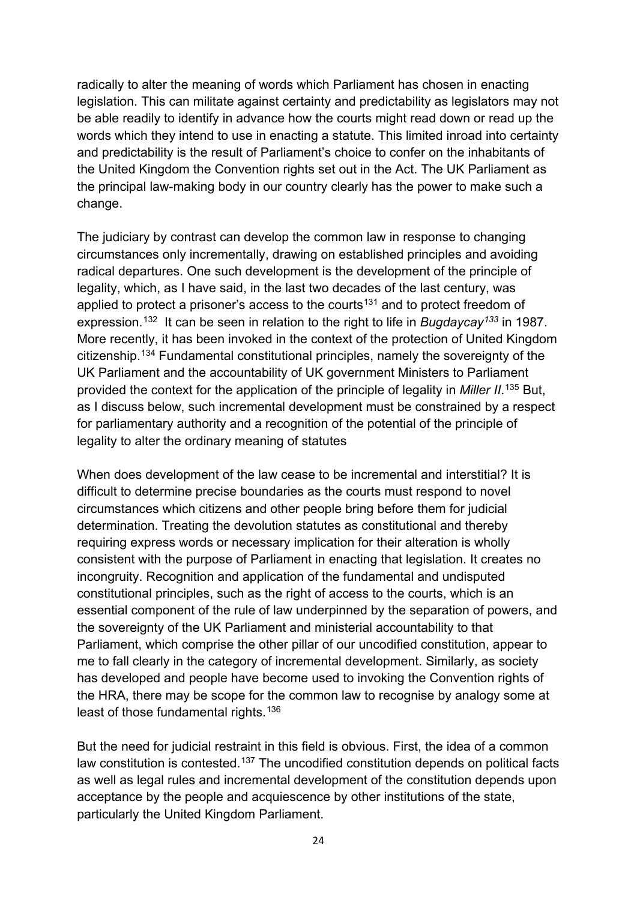radically to alter the meaning of words which Parliament has chosen in enacting legislation. This can militate against certainty and predictability as legislators may not be able readily to identify in advance how the courts might read down or read up the words which they intend to use in enacting a statute. This limited inroad into certainty and predictability is the result of Parliament's choice to confer on the inhabitants of the United Kingdom the Convention rights set out in the Act. The UK Parliament as the principal law-making body in our country clearly has the power to make such a change.

The judiciary by contrast can develop the common law in response to changing circumstances only incrementally, drawing on established principles and avoiding radical departures. One such development is the development of the principle of legality, which, as I have said, in the last two decades of the last century, was applied to protect a prisoner's access to the courts[131] and to protect freedom of expression.[132] It can be seen in relation to the right to life in *Bugdaycay*[133] in 1987. More recently, it has been invoked in the context of the protection of United Kingdom citizenship.[134] Fundamental constitutional principles, namely the sovereignty of the UK Parliament and the accountability of UK government Ministers to Parliament provided the context for the application of the principle of legality in *Miller II*.[135] But, as I discuss below, such incremental development must be constrained by a respect for parliamentary authority and a recognition of the potential of the principle of legality to alter the ordinary meaning of statutes

When does development of the law cease to be incremental and interstitial? It is difficult to determine precise boundaries as the courts must respond to novel circumstances which citizens and other people bring before them for judicial determination. Treating the devolution statutes as constitutional and thereby requiring express words or necessary implication for their alteration is wholly consistent with the purpose of Parliament in enacting that legislation. It creates no incongruity. Recognition and application of the fundamental and undisputed constitutional principles, such as the right of access to the courts, which is an essential component of the rule of law underpinned by the separation of powers, and the sovereignty of the UK Parliament and ministerial accountability to that Parliament, which comprise the other pillar of our uncodified constitution, appear to me to fall clearly in the category of incremental development. Similarly, as society has developed and people have become used to invoking the Convention rights of the HRA, there may be scope for the common law to recognise by analogy some at least of those fundamental rights.[136]

But the need for judicial restraint in this field is obvious. First, the idea of a common law constitution is contested.[137] The uncodified constitution depends on political facts as well as legal rules and incremental development of the constitution depends upon acceptance by the people and acquiescence by other institutions of the state, particularly the United Kingdom Parliament.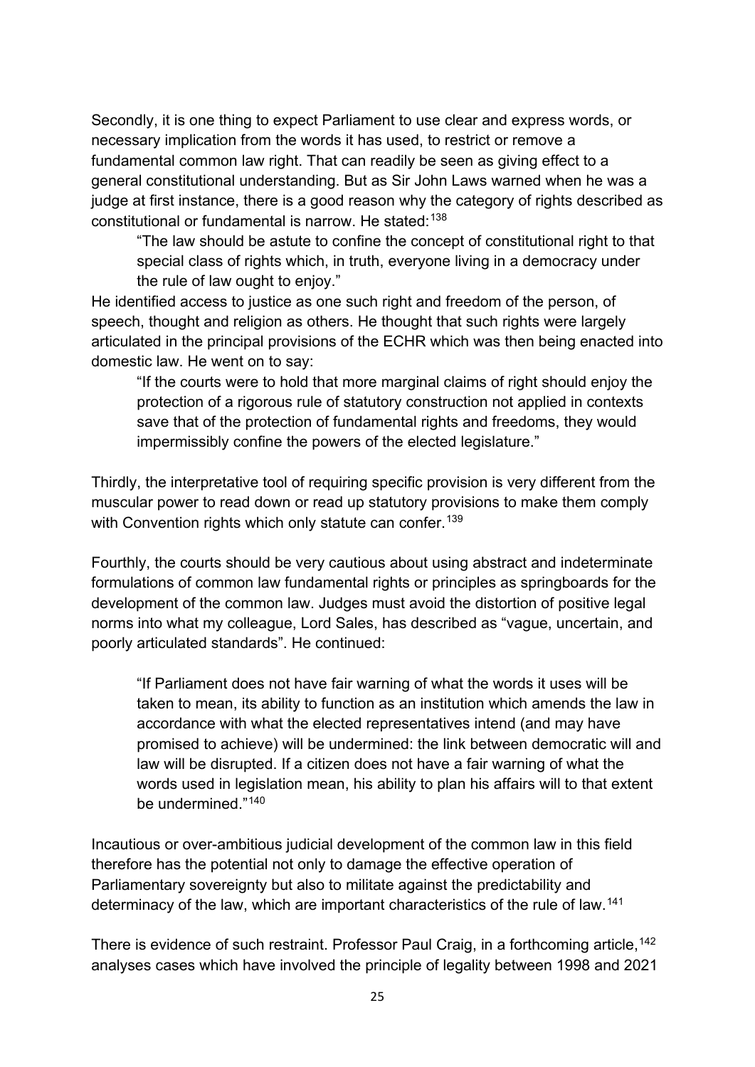Secondly, it is one thing to expect Parliament to use clear and express words, or necessary implication from the words it has used, to restrict or remove a fundamental common law right. That can readily be seen as giving effect to a general constitutional understanding. But as Sir John Laws warned when he was a judge at first instance, there is a good reason why the category of rights described as constitutional or fundamental is narrow. He stated:[138]

> "The law should be astute to confine the concept of constitutional right to that special class of rights which, in truth, everyone living in a democracy under the rule of law ought to enjoy."

He identified access to justice as one such right and freedom of the person, of speech, thought and religion as others. He thought that such rights were largely articulated in the principal provisions of the ECHR which was then being enacted into domestic law. He went on to say:

> "If the courts were to hold that more marginal claims of right should enjoy the protection of a rigorous rule of statutory construction not applied in contexts save that of the protection of fundamental rights and freedoms, they would impermissibly confine the powers of the elected legislature."

Thirdly, the interpretative tool of requiring specific provision is very different from the muscular power to read down or read up statutory provisions to make them comply with Convention rights which only statute can confer.[139]

Fourthly, the courts should be very cautious about using abstract and indeterminate formulations of common law fundamental rights or principles as springboards for the development of the common law. Judges must avoid the distortion of positive legal norms into what my colleague, Lord Sales, has described as "vague, uncertain, and poorly articulated standards". He continued:

> "If Parliament does not have fair warning of what the words it uses will be taken to mean, its ability to function as an institution which amends the law in accordance with what the elected representatives intend (and may have promised to achieve) will be undermined: the link between democratic will and law will be disrupted. If a citizen does not have a fair warning of what the words used in legislation mean, his ability to plan his affairs will to that extent be undermined."[140]

Incautious or over-ambitious judicial development of the common law in this field therefore has the potential not only to damage the effective operation of Parliamentary sovereignty but also to militate against the predictability and determinacy of the law, which are important characteristics of the rule of law.[141]

There is evidence of such restraint. Professor Paul Craig, in a forthcoming article,[142] analyses cases which have involved the principle of legality between 1998 and 2021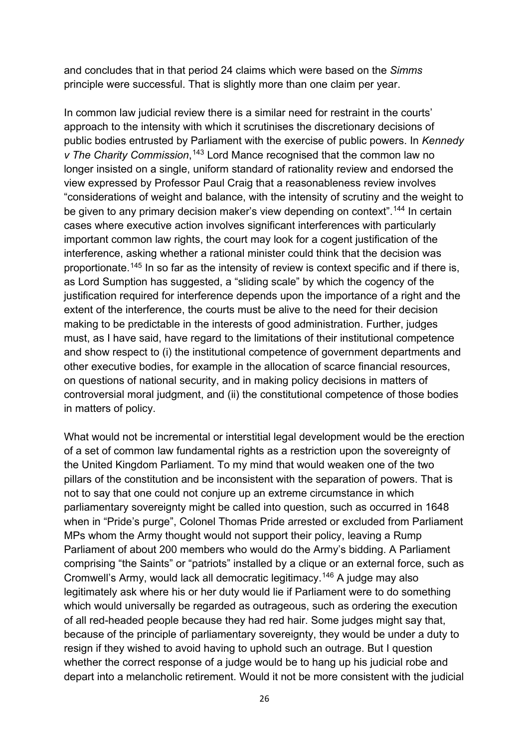and concludes that in that period 24 claims which were based on the *Simms* principle were successful. That is slightly more than one claim per year.

In common law judicial review there is a similar need for restraint in the courts' approach to the intensity with which it scrutinises the discretionary decisions of public bodies entrusted by Parliament with the exercise of public powers. In *Kennedy v The Charity Commission*,[143] Lord Mance recognised that the common law no longer insisted on a single, uniform standard of rationality review and endorsed the view expressed by Professor Paul Craig that a reasonableness review involves "considerations of weight and balance, with the intensity of scrutiny and the weight to be given to any primary decision maker's view depending on context".[144] In certain cases where executive action involves significant interferences with particularly important common law rights, the court may look for a cogent justification of the interference, asking whether a rational minister could think that the decision was proportionate.[145] In so far as the intensity of review is context specific and if there is, as Lord Sumption has suggested, a "sliding scale" by which the cogency of the justification required for interference depends upon the importance of a right and the extent of the interference, the courts must be alive to the need for their decision making to be predictable in the interests of good administration. Further, judges must, as I have said, have regard to the limitations of their institutional competence and show respect to (i) the institutional competence of government departments and other executive bodies, for example in the allocation of scarce financial resources, on questions of national security, and in making policy decisions in matters of controversial moral judgment, and (ii) the constitutional competence of those bodies in matters of policy.

What would not be incremental or interstitial legal development would be the erection of a set of common law fundamental rights as a restriction upon the sovereignty of the United Kingdom Parliament. To my mind that would weaken one of the two pillars of the constitution and be inconsistent with the separation of powers. That is not to say that one could not conjure up an extreme circumstance in which parliamentary sovereignty might be called into question, such as occurred in 1648 when in "Pride's purge", Colonel Thomas Pride arrested or excluded from Parliament MPs whom the Army thought would not support their policy, leaving a Rump Parliament of about 200 members who would do the Army's bidding. A Parliament comprising "the Saints" or "patriots" installed by a clique or an external force, such as Cromwell's Army, would lack all democratic legitimacy.[146] A judge may also legitimately ask where his or her duty would lie if Parliament were to do something which would universally be regarded as outrageous, such as ordering the execution of all red-headed people because they had red hair. Some judges might say that, because of the principle of parliamentary sovereignty, they would be under a duty to resign if they wished to avoid having to uphold such an outrage. But I question whether the correct response of a judge would be to hang up his judicial robe and depart into a melancholic retirement. Would it not be more consistent with the judicial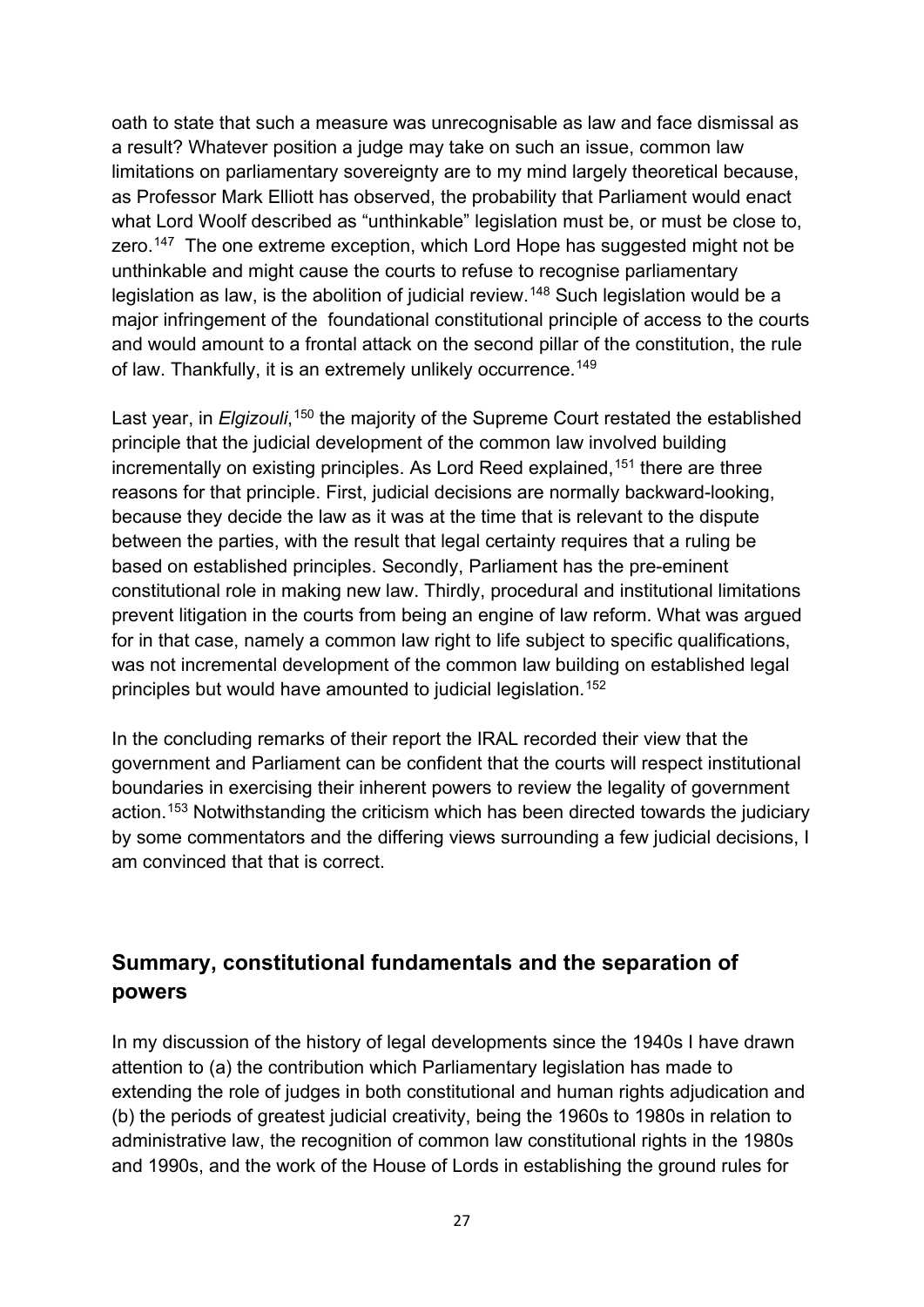oath to state that such a measure was unrecognisable as law and face dismissal as a result? Whatever position a judge may take on such an issue, common law limitations on parliamentary sovereignty are to my mind largely theoretical because, as Professor Mark Elliott has observed, the probability that Parliament would enact what Lord Woolf described as "unthinkable" legislation must be, or must be close to, zero.[147] The one extreme exception, which Lord Hope has suggested might not be unthinkable and might cause the courts to refuse to recognise parliamentary legislation as law, is the abolition of judicial review.[148] Such legislation would be a major infringement of the foundational constitutional principle of access to the courts and would amount to a frontal attack on the second pillar of the constitution, the rule of law. Thankfully, it is an extremely unlikely occurrence.[149]

Last year, in *Elgizouli*,[150] the majority of the Supreme Court restated the established principle that the judicial development of the common law involved building incrementally on existing principles. As Lord Reed explained,[151] there are three reasons for that principle. First, judicial decisions are normally backward-looking, because they decide the law as it was at the time that is relevant to the dispute between the parties, with the result that legal certainty requires that a ruling be based on established principles. Secondly, Parliament has the pre-eminent constitutional role in making new law. Thirdly, procedural and institutional limitations prevent litigation in the courts from being an engine of law reform. What was argued for in that case, namely a common law right to life subject to specific qualifications, was not incremental development of the common law building on established legal principles but would have amounted to judicial legislation.[152]

In the concluding remarks of their report the IRAL recorded their view that the government and Parliament can be confident that the courts will respect institutional boundaries in exercising their inherent powers to review the legality of government action.[153] Notwithstanding the criticism which has been directed towards the judiciary by some commentators and the differing views surrounding a few judicial decisions, I am convinced that that is correct.

## Summary, constitutional fundamentals and the separation of powers

In my discussion of the history of legal developments since the 1940s I have drawn attention to (a) the contribution which Parliamentary legislation has made to extending the role of judges in both constitutional and human rights adjudication and (b) the periods of greatest judicial creativity, being the 1960s to 1980s in relation to administrative law, the recognition of common law constitutional rights in the 1980s and 1990s, and the work of the House of Lords in establishing the ground rules for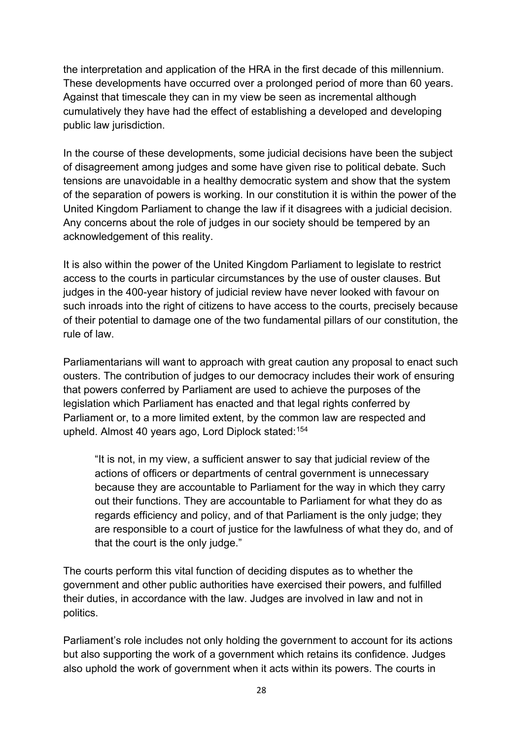the interpretation and application of the HRA in the first decade of this millennium. These developments have occurred over a prolonged period of more than 60 years. Against that timescale they can in my view be seen as incremental although cumulatively they have had the effect of establishing a developed and developing public law jurisdiction.

In the course of these developments, some judicial decisions have been the subject of disagreement among judges and some have given rise to political debate. Such tensions are unavoidable in a healthy democratic system and show that the system of the separation of powers is working. In our constitution it is within the power of the United Kingdom Parliament to change the law if it disagrees with a judicial decision. Any concerns about the role of judges in our society should be tempered by an acknowledgement of this reality.

It is also within the power of the United Kingdom Parliament to legislate to restrict access to the courts in particular circumstances by the use of ouster clauses. But judges in the 400-year history of judicial review have never looked with favour on such inroads into the right of citizens to have access to the courts, precisely because of their potential to damage one of the two fundamental pillars of our constitution, the rule of law.

Parliamentarians will want to approach with great caution any proposal to enact such ousters. The contribution of judges to our democracy includes their work of ensuring that powers conferred by Parliament are used to achieve the purposes of the legislation which Parliament has enacted and that legal rights conferred by Parliament or, to a more limited extent, by the common law are respected and upheld. Almost 40 years ago, Lord Diplock stated:[154]

> "It is not, in my view, a sufficient answer to say that judicial review of the actions of officers or departments of central government is unnecessary because they are accountable to Parliament for the way in which they carry out their functions. They are accountable to Parliament for what they do as regards efficiency and policy, and of that Parliament is the only judge; they are responsible to a court of justice for the lawfulness of what they do, and of that the court is the only judge."

The courts perform this vital function of deciding disputes as to whether the government and other public authorities have exercised their powers, and fulfilled their duties, in accordance with the law. Judges are involved in law and not in politics.

Parliament's role includes not only holding the government to account for its actions but also supporting the work of a government which retains its confidence. Judges also uphold the work of government when it acts within its powers. The courts in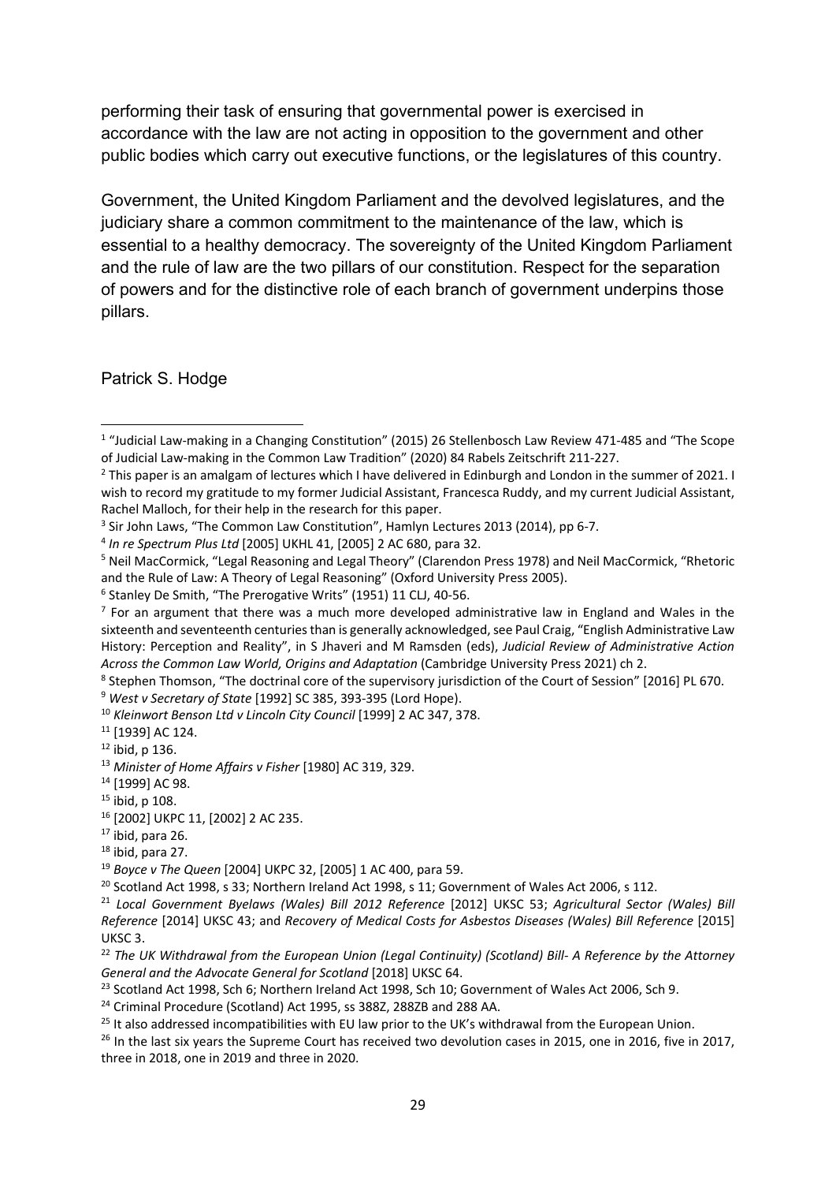performing their task of ensuring that governmental power is exercised in accordance with the law are not acting in opposition to the government and other public bodies which carry out executive functions, or the legislatures of this country.

Government, the United Kingdom Parliament and the devolved legislatures, and the judiciary share a common commitment to the maintenance of the law, which is essential to a healthy democracy. The sovereignty of the United Kingdom Parliament and the rule of law are the two pillars of our constitution. Respect for the separation of powers and for the distinctive role of each branch of government underpins those pillars.

Patrick S. Hodge

---

[1] "Judicial Law-making in a Changing Constitution" (2015) 26 Stellenbosch Law Review 471-485 and "The Scope of Judicial Law-making in the Common Law Tradition" (2020) 84 Rabels Zeitschrift 211-227.

[2] This paper is an amalgam of lectures which I have delivered in Edinburgh and London in the summer of 2021. I wish to record my gratitude to my former Judicial Assistant, Francesca Ruddy, and my current Judicial Assistant, Rachel Malloch, for their help in the research for this paper.

[3] Sir John Laws, "The Common Law Constitution", Hamlyn Lectures 2013 (2014), pp 6-7.

[4] *In re Spectrum Plus Ltd* [2005] UKHL 41, [2005] 2 AC 680, para 32.

[5] Neil MacCormick, "Legal Reasoning and Legal Theory" (Clarendon Press 1978) and Neil MacCormick, "Rhetoric and the Rule of Law: A Theory of Legal Reasoning" (Oxford University Press 2005).

[6] Stanley De Smith, "The Prerogative Writs" (1951) 11 CLJ, 40-56.

[7] For an argument that there was a much more developed administrative law in England and Wales in the sixteenth and seventeenth centuries than is generally acknowledged, see Paul Craig, "English Administrative Law History: Perception and Reality", in S Jhaveri and M Ramsden (eds), *Judicial Review of Administrative Action Across the Common Law World, Origins and Adaptation* (Cambridge University Press 2021) ch 2.

[8] Stephen Thomson, "The doctrinal core of the supervisory jurisdiction of the Court of Session" [2016] PL 670.

[9] *West v Secretary of State* [1992] SC 385, 393-395 (Lord Hope).

[10] *Kleinwort Benson Ltd v Lincoln City Council* [1999] 2 AC 347, 378.

[11] [1939] AC 124.

[12] ibid, p 136.

[13] *Minister of Home Affairs v Fisher* [1980] AC 319, 329.

[14] [1999] AC 98.

[15] ibid, p 108.

[16] [2002] UKPC 11, [2002] 2 AC 235.

[17] ibid, para 26.

[18] ibid, para 27.

[19] *Boyce v The Queen* [2004] UKPC 32, [2005] 1 AC 400, para 59.

[20] Scotland Act 1998, s 33; Northern Ireland Act 1998, s 11; Government of Wales Act 2006, s 112.

[21] *Local Government Byelaws (Wales) Bill 2012 Reference* [2012] UKSC 53; *Agricultural Sector (Wales) Bill Reference* [2014] UKSC 43; and *Recovery of Medical Costs for Asbestos Diseases (Wales) Bill Reference* [2015] UKSC 3.

[22] *The UK Withdrawal from the European Union (Legal Continuity) (Scotland) Bill- A Reference by the Attorney General and the Advocate General for Scotland* [2018] UKSC 64.

[23] Scotland Act 1998, Sch 6; Northern Ireland Act 1998, Sch 10; Government of Wales Act 2006, Sch 9.

[24] Criminal Procedure (Scotland) Act 1995, ss 388Z, 288ZB and 288 AA.

[25] It also addressed incompatibilities with EU law prior to the UK's withdrawal from the European Union.

[26] In the last six years the Supreme Court has received two devolution cases in 2015, one in 2016, five in 2017, three in 2018, one in 2019 and three in 2020.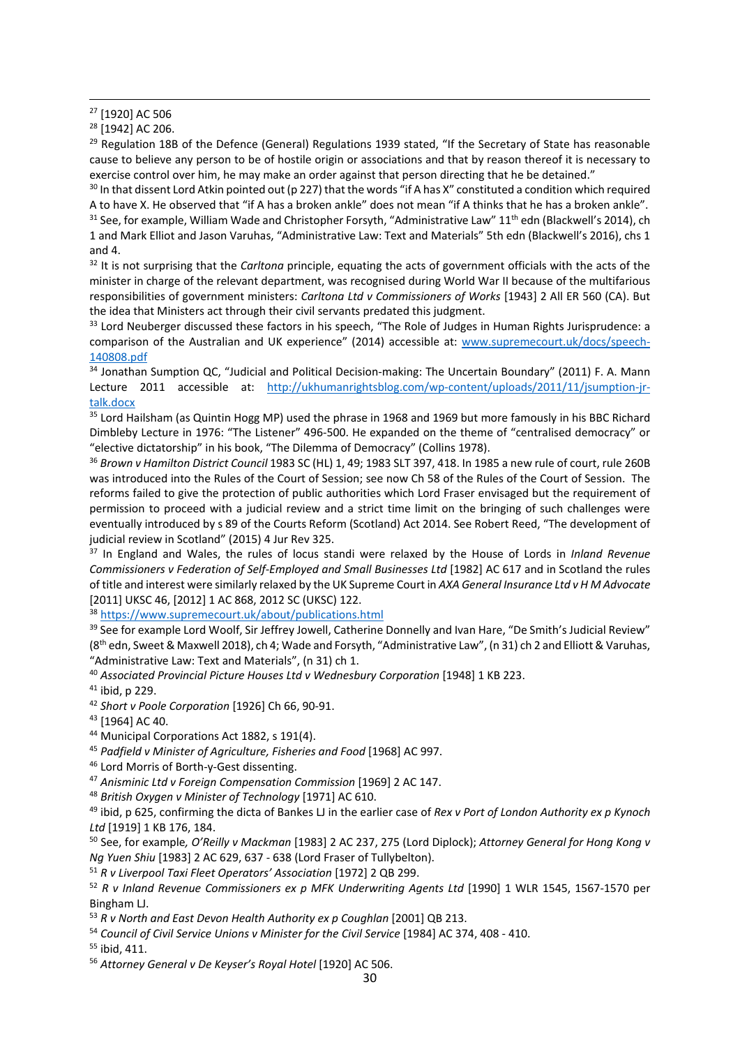[27] [1920] AC 506

[28] [1942] AC 206.

[29] Regulation 18B of the Defence (General) Regulations 1939 stated, "If the Secretary of State has reasonable cause to believe any person to be of hostile origin or associations and that by reason thereof it is necessary to exercise control over him, he may make an order against that person directing that he be detained."

[30] In that dissent Lord Atkin pointed out (p 227) that the words "if A has X" constituted a condition which required A to have X. He observed that "if A has a broken ankle" does not mean "if A thinks that he has a broken ankle".

[31] See, for example, William Wade and Christopher Forsyth, "Administrative Law" 11th edn (Blackwell's 2014), ch 1 and Mark Elliot and Jason Varuhas, "Administrative Law: Text and Materials" 5th edn (Blackwell's 2016), chs 1 and 4.

[32] It is not surprising that the *Carltona* principle, equating the acts of government officials with the acts of the minister in charge of the relevant department, was recognised during World War II because of the multifarious responsibilities of government ministers: *Carltona Ltd v Commissioners of Works* [1943] 2 All ER 560 (CA). But the idea that Ministers act through their civil servants predated this judgment.

[33] Lord Neuberger discussed these factors in his speech, "The Role of Judges in Human Rights Jurisprudence: a comparison of the Australian and UK experience" (2014) accessible at: www.supremecourt.uk/docs/speech-140808.pdf

[34] Jonathan Sumption QC, "Judicial and Political Decision-making: The Uncertain Boundary" (2011) F. A. Mann Lecture 2011 accessible at: http://ukhumanrightsblog.com/wp-content/uploads/2011/11/jsumption-jr-talk.docx

[35] Lord Hailsham (as Quintin Hogg MP) used the phrase in 1968 and 1969 but more famously in his BBC Richard Dimbleby Lecture in 1976: "The Listener" 496-500. He expanded on the theme of "centralised democracy" or "elective dictatorship" in his book, "The Dilemma of Democracy" (Collins 1978).

[36] *Brown v Hamilton District Council* 1983 SC (HL) 1, 49; 1983 SLT 397, 418. In 1985 a new rule of court, rule 260B was introduced into the Rules of the Court of Session; see now Ch 58 of the Rules of the Court of Session. The reforms failed to give the protection of public authorities which Lord Fraser envisaged but the requirement of permission to proceed with a judicial review and a strict time limit on the bringing of such challenges were eventually introduced by s 89 of the Courts Reform (Scotland) Act 2014. See Robert Reed, "The development of judicial review in Scotland" (2015) 4 Jur Rev 325.

[37] In England and Wales, the rules of locus standi were relaxed by the House of Lords in *Inland Revenue Commissioners v Federation of Self-Employed and Small Businesses Ltd* [1982] AC 617 and in Scotland the rules of title and interest were similarly relaxed by the UK Supreme Court in *AXA General Insurance Ltd v H M Advocate* [2011] UKSC 46, [2012] 1 AC 868, 2012 SC (UKSC) 122.

[38] https://www.supremecourt.uk/about/publications.html

[39] See for example Lord Woolf, Sir Jeffrey Jowell, Catherine Donnelly and Ivan Hare, "De Smith's Judicial Review" (8th edn, Sweet & Maxwell 2018), ch 4; Wade and Forsyth, "Administrative Law", (n 31) ch 2 and Elliott & Varuhas, "Administrative Law: Text and Materials", (n 31) ch 1.

[40] *Associated Provincial Picture Houses Ltd v Wednesbury Corporation* [1948] 1 KB 223.

[41] ibid, p 229.

[42] *Short v Poole Corporation* [1926] Ch 66, 90-91.

[43] [1964] AC 40.

[44] Municipal Corporations Act 1882, s 191(4).

[45] *Padfield v Minister of Agriculture, Fisheries and Food* [1968] AC 997.

[46] Lord Morris of Borth-y-Gest dissenting.

[47] *Anisminic Ltd v Foreign Compensation Commission* [1969] 2 AC 147.

[48] *British Oxygen v Minister of Technology* [1971] AC 610.

[49] ibid, p 625, confirming the dicta of Bankes LJ in the earlier case of *Rex v Port of London Authority ex p Kynoch Ltd* [1919] 1 KB 176, 184.

[50] See, for example, *O'Reilly v Mackman* [1983] 2 AC 237, 275 (Lord Diplock); *Attorney General for Hong Kong v Ng Yuen Shiu* [1983] 2 AC 629, 637 - 638 (Lord Fraser of Tullybelton).

[51] *R v Liverpool Taxi Fleet Operators' Association* [1972] 2 QB 299.

[52] *R v Inland Revenue Commissioners ex p MFK Underwriting Agents Ltd* [1990] 1 WLR 1545, 1567-1570 per Bingham LJ.

[53] *R v North and East Devon Health Authority ex p Coughlan* [2001] QB 213.

[54] *Council of Civil Service Unions v Minister for the Civil Service* [1984] AC 374, 408 - 410.

[55] ibid, 411.

[56] *Attorney General v De Keyser's Royal Hotel* [1920] AC 506.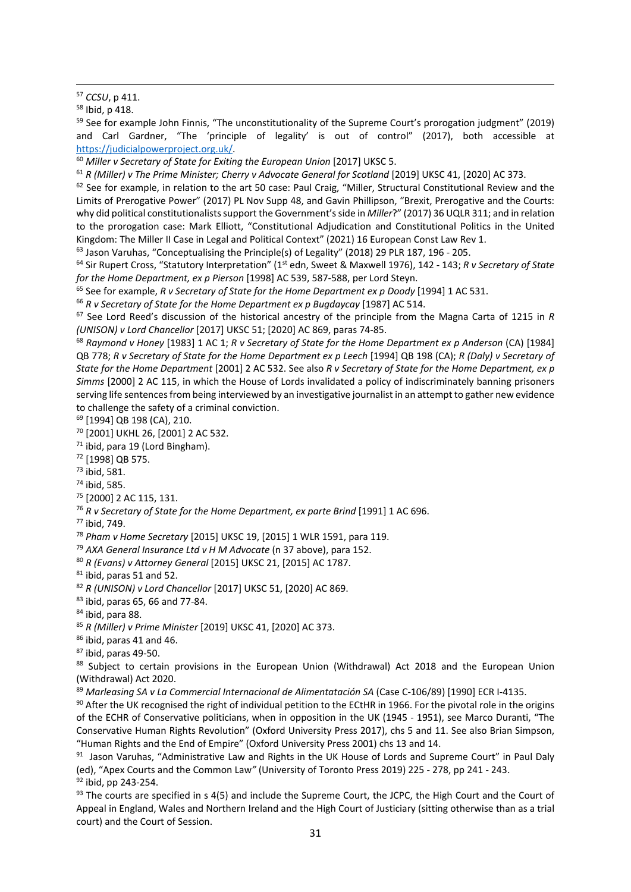[57] *CCSU*, p 411.

[58] Ibid, p 418.

[59] See for example John Finnis, "The unconstitutionality of the Supreme Court's prorogation judgment" (2019) and Carl Gardner, "The 'principle of legality' is out of control" (2017), both accessible at https://judicialpowerproject.org.uk/.

[60] *Miller v Secretary of State for Exiting the European Union* [2017] UKSC 5.

[61] *R (Miller) v The Prime Minister; Cherry v Advocate General for Scotland* [2019] UKSC 41, [2020] AC 373.

[62] See for example, in relation to the art 50 case: Paul Craig, "Miller, Structural Constitutional Review and the Limits of Prerogative Power" (2017) PL Nov Supp 48, and Gavin Phillipson, "Brexit, Prerogative and the Courts: why did political constitutionalists support the Government's side in *Miller*?" (2017) 36 UQLR 311; and in relation to the prorogation case: Mark Elliott, "Constitutional Adjudication and Constitutional Politics in the United Kingdom: The Miller II Case in Legal and Political Context" (2021) 16 European Const Law Rev 1.

[63] Jason Varuhas, "Conceptualising the Principle(s) of Legality" (2018) 29 PLR 187, 196 - 205.

[64] Sir Rupert Cross, "Statutory Interpretation" (1st edn, Sweet & Maxwell 1976), 142 - 143; *R v Secretary of State for the Home Department, ex p Pierson* [1998] AC 539, 587-588, per Lord Steyn.

[65] See for example, *R v Secretary of State for the Home Department ex p Doody* [1994] 1 AC 531.

[66] *R v Secretary of State for the Home Department ex p Bugdaycay* [1987] AC 514.

[67] See Lord Reed's discussion of the historical ancestry of the principle from the Magna Carta of 1215 in *R (UNISON) v Lord Chancellor* [2017] UKSC 51; [2020] AC 869, paras 74-85.

[68] *Raymond v Honey* [1983] 1 AC 1; *R v Secretary of State for the Home Department ex p Anderson* (CA) [1984] QB 778; *R v Secretary of State for the Home Department ex p Leech* [1994] QB 198 (CA); *R (Daly) v Secretary of State for the Home Department* [2001] 2 AC 532. See also *R v Secretary of State for the Home Department, ex p Simms* [2000] 2 AC 115, in which the House of Lords invalidated a policy of indiscriminately banning prisoners serving life sentences from being interviewed by an investigative journalist in an attempt to gather new evidence to challenge the safety of a criminal conviction.

[69] [1994] QB 198 (CA), 210.

[70] [2001] UKHL 26, [2001] 2 AC 532.

[71] ibid, para 19 (Lord Bingham).

[72] [1998] QB 575.

[73] ibid, 581.

[74] ibid, 585.

[75] [2000] 2 AC 115, 131.

[76] *R v Secretary of State for the Home Department, ex parte Brind* [1991] 1 AC 696.

[77] ibid, 749.

[78] *Pham v Home Secretary* [2015] UKSC 19, [2015] 1 WLR 1591, para 119.

[79] *AXA General Insurance Ltd v H M Advocate* (n 37 above), para 152.

[80] *R (Evans) v Attorney General* [2015] UKSC 21, [2015] AC 1787.

[81] ibid, paras 51 and 52.

[82] *R (UNISON) v Lord Chancellor* [2017] UKSC 51, [2020] AC 869.

[83] ibid, paras 65, 66 and 77-84.

[84] ibid, para 88.

[85] *R (Miller) v Prime Minister* [2019] UKSC 41, [2020] AC 373.

[86] ibid, paras 41 and 46.

[87] ibid, paras 49-50.

[88] Subject to certain provisions in the European Union (Withdrawal) Act 2018 and the European Union (Withdrawal) Act 2020.

[89] *Marleasing SA v La Commercial Internacional de Alimentatación SA* (Case C-106/89) [1990] ECR I-4135.

[90] After the UK recognised the right of individual petition to the ECtHR in 1966. For the pivotal role in the origins of the ECHR of Conservative politicians, when in opposition in the UK (1945 - 1951), see Marco Duranti, "The Conservative Human Rights Revolution" (Oxford University Press 2017), chs 5 and 11. See also Brian Simpson, "Human Rights and the End of Empire" (Oxford University Press 2001) chs 13 and 14.

[91] Jason Varuhas, "Administrative Law and Rights in the UK House of Lords and Supreme Court" in Paul Daly (ed), "Apex Courts and the Common Law" (University of Toronto Press 2019) 225 - 278, pp 241 - 243.

[92] ibid, pp 243-254.

[93] The courts are specified in s 4(5) and include the Supreme Court, the JCPC, the High Court and the Court of Appeal in England, Wales and Northern Ireland and the High Court of Justiciary (sitting otherwise than as a trial court) and the Court of Session.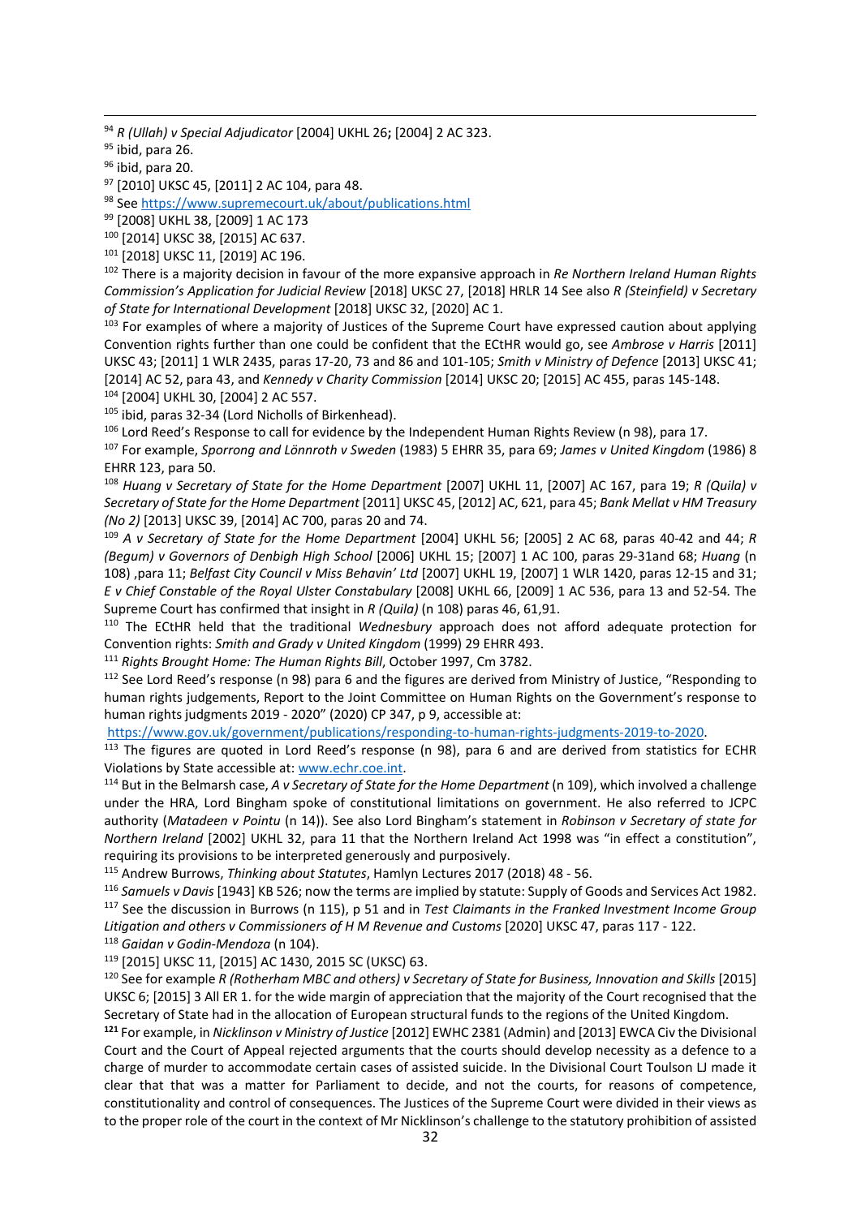[94] *R (Ullah) v Special Adjudicator* [2004] UKHL 26**;** [2004] 2 AC 323.

[95] ibid, para 26.

[96] ibid, para 20.

[97] [2010] UKSC 45, [2011] 2 AC 104, para 48.

[98] See https://www.supremecourt.uk/about/publications.html

[99] [2008] UKHL 38, [2009] 1 AC 173

[100] [2014] UKSC 38, [2015] AC 637.

[101] [2018] UKSC 11, [2019] AC 196.

[102] There is a majority decision in favour of the more expansive approach in *Re Northern Ireland Human Rights Commission's Application for Judicial Review* [2018] UKSC 27, [2018] HRLR 14 See also *R (Steinfield) v Secretary of State for International Development* [2018] UKSC 32, [2020] AC 1.

[103] For examples of where a majority of Justices of the Supreme Court have expressed caution about applying Convention rights further than one could be confident that the ECtHR would go, see *Ambrose v Harris* [2011] UKSC 43; [2011] 1 WLR 2435, paras 17-20, 73 and 86 and 101-105; *Smith v Ministry of Defence* [2013] UKSC 41; [2014] AC 52, para 43, and *Kennedy v Charity Commission* [2014] UKSC 20; [2015] AC 455, paras 145-148.

[104] [2004] UKHL 30, [2004] 2 AC 557.

[105] ibid, paras 32-34 (Lord Nicholls of Birkenhead).

[106] Lord Reed's Response to call for evidence by the Independent Human Rights Review (n 98), para 17.

[107] For example, *Sporrong and Lönnroth v Sweden* (1983) 5 EHRR 35, para 69; *James v United Kingdom* (1986) 8 EHRR 123, para 50.

[108] *Huang v Secretary of State for the Home Department* [2007] UKHL 11, [2007] AC 167, para 19; *R (Quila) v Secretary of State for the Home Department* [2011] UKSC 45, [2012] AC, 621, para 45; *Bank Mellat v HM Treasury (No 2)* [2013] UKSC 39, [2014] AC 700, paras 20 and 74.

[109] *A v Secretary of State for the Home Department* [2004] UKHL 56; [2005] 2 AC 68, paras 40-42 and 44; *R (Begum) v Governors of Denbigh High School* [2006] UKHL 15; [2007] 1 AC 100, paras 29-31and 68; *Huang* (n 108) ,para 11; *Belfast City Council v Miss Behavin' Ltd* [2007] UKHL 19, [2007] 1 WLR 1420, paras 12-15 and 31; *E v Chief Constable of the Royal Ulster Constabulary* [2008] UKHL 66, [2009] 1 AC 536, para 13 and 52-54. The Supreme Court has confirmed that insight in *R (Quila)* (n 108) paras 46, 61,91.

[110] The ECtHR held that the traditional *Wednesbury* approach does not afford adequate protection for Convention rights: *Smith and Grady v United Kingdom* (1999) 29 EHRR 493.

[111] *Rights Brought Home: The Human Rights Bill*, October 1997, Cm 3782.

[112] See Lord Reed's response (n 98) para 6 and the figures are derived from Ministry of Justice, "Responding to human rights judgements, Report to the Joint Committee on Human Rights on the Government's response to human rights judgments 2019 - 2020" (2020) CP 347, p 9, accessible at: https://www.gov.uk/government/publications/responding-to-human-rights-judgments-2019-to-2020.

[113] The figures are quoted in Lord Reed's response (n 98), para 6 and are derived from statistics for ECHR Violations by State accessible at: www.echr.coe.int.

[114] But in the Belmarsh case, *A v Secretary of State for the Home Department* (n 109), which involved a challenge under the HRA, Lord Bingham spoke of constitutional limitations on government. He also referred to JCPC authority (*Matadeen v Pointu* (n 14)). See also Lord Bingham's statement in *Robinson v Secretary of state for Northern Ireland* [2002] UKHL 32, para 11 that the Northern Ireland Act 1998 was "in effect a constitution", requiring its provisions to be interpreted generously and purposively.

[115] Andrew Burrows, *Thinking about Statutes*, Hamlyn Lectures 2017 (2018) 48 - 56.

[116] *Samuels v Davis* [1943] KB 526; now the terms are implied by statute: Supply of Goods and Services Act 1982.

[117] See the discussion in Burrows (n 115), p 51 and in *Test Claimants in the Franked Investment Income Group Litigation and others v Commissioners of H M Revenue and Customs* [2020] UKSC 47, paras 117 - 122.

[118] *Gaidan v Godin-Mendoza* (n 104).

[119] [2015] UKSC 11, [2015] AC 1430, 2015 SC (UKSC) 63.

[120] See for example *R (Rotherham MBC and others) v Secretary of State for Business, Innovation and Skills* [2015] UKSC 6; [2015] 3 All ER 1. for the wide margin of appreciation that the majority of the Court recognised that the Secretary of State had in the allocation of European structural funds to the regions of the United Kingdom.

**[121]** For example, in *Nicklinson v Ministry of Justice* [2012] EWHC 2381 (Admin) and [2013] EWCA Civ the Divisional Court and the Court of Appeal rejected arguments that the courts should develop necessity as a defence to a charge of murder to accommodate certain cases of assisted suicide. In the Divisional Court Toulson LJ made it clear that that was a matter for Parliament to decide, and not the courts, for reasons of competence, constitutionality and control of consequences. The Justices of the Supreme Court were divided in their views as to the proper role of the court in the context of Mr Nicklinson's challenge to the statutory prohibition of assisted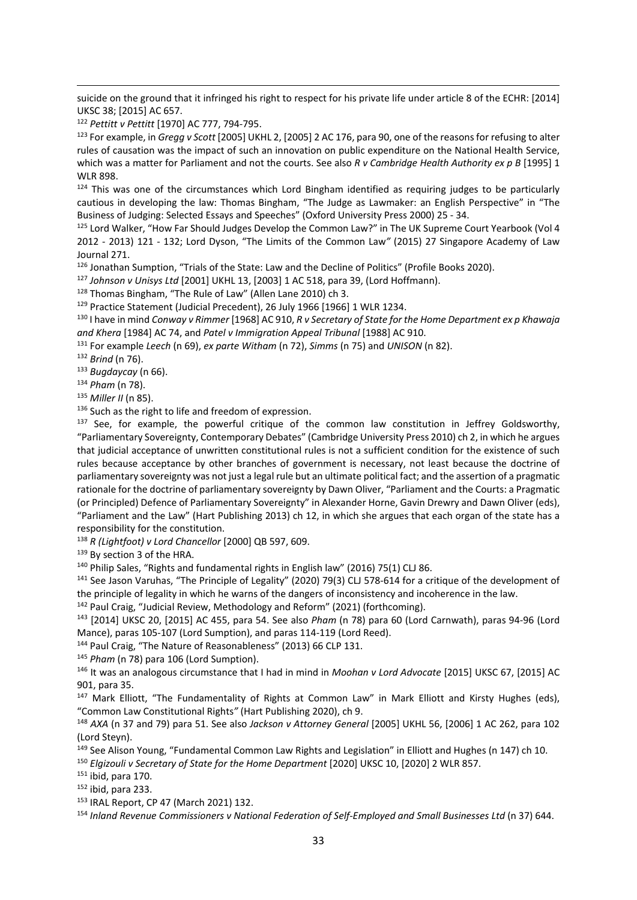suicide on the ground that it infringed his right to respect for his private life under article 8 of the ECHR: [2014] UKSC 38; [2015] AC 657.

[122] *Pettitt v Pettitt* [1970] AC 777, 794-795.

[123] For example, in *Gregg v Scott* [2005] UKHL 2, [2005] 2 AC 176, para 90, one of the reasons for refusing to alter rules of causation was the impact of such an innovation on public expenditure on the National Health Service, which was a matter for Parliament and not the courts. See also *R v Cambridge Health Authority ex p B* [1995] 1 WLR 898.

[124] This was one of the circumstances which Lord Bingham identified as requiring judges to be particularly cautious in developing the law: Thomas Bingham, "The Judge as Lawmaker: an English Perspective" in "The Business of Judging: Selected Essays and Speeches" (Oxford University Press 2000) 25 - 34.

[125] Lord Walker, "How Far Should Judges Develop the Common Law?" in The UK Supreme Court Yearbook (Vol 4 2012 - 2013) 121 - 132; Lord Dyson, "The Limits of the Common Law*"* (2015) 27 Singapore Academy of Law Journal 271.

[126] Jonathan Sumption, "Trials of the State: Law and the Decline of Politics" (Profile Books 2020).

[127] *Johnson v Unisys Ltd* [2001] UKHL 13, [2003] 1 AC 518, para 39, (Lord Hoffmann).

[128] Thomas Bingham, "The Rule of Law" (Allen Lane 2010) ch 3.

[129] Practice Statement (Judicial Precedent), 26 July 1966 [1966] 1 WLR 1234.

[130] I have in mind *Conway v Rimmer* [1968] AC 910, *R v Secretary of State for the Home Department ex p Khawaja and Khera* [1984] AC 74, and *Patel v Immigration Appeal Tribunal* [1988] AC 910.

[131] For example *Leech* (n 69), *ex parte Witham* (n 72), *Simms* (n 75) and *UNISON* (n 82).

[132] *Brind* (n 76).

[133] *Bugdaycay* (n 66).

[134] *Pham* (n 78).

[135] *Miller II* (n 85).

[136] Such as the right to life and freedom of expression.

[137] See, for example, the powerful critique of the common law constitution in Jeffrey Goldsworthy, "Parliamentary Sovereignty, Contemporary Debates" (Cambridge University Press 2010) ch 2, in which he argues that judicial acceptance of unwritten constitutional rules is not a sufficient condition for the existence of such rules because acceptance by other branches of government is necessary, not least because the doctrine of parliamentary sovereignty was not just a legal rule but an ultimate political fact; and the assertion of a pragmatic rationale for the doctrine of parliamentary sovereignty by Dawn Oliver, "Parliament and the Courts: a Pragmatic (or Principled) Defence of Parliamentary Sovereignty" in Alexander Horne, Gavin Drewry and Dawn Oliver (eds), "Parliament and the Law" (Hart Publishing 2013) ch 12, in which she argues that each organ of the state has a responsibility for the constitution.

[138] *R (Lightfoot) v Lord Chancellor* [2000] QB 597, 609.

[139] By section 3 of the HRA.

[140] Philip Sales, "Rights and fundamental rights in English law" (2016) 75(1) CLJ 86.

[141] See Jason Varuhas, "The Principle of Legality" (2020) 79(3) CLJ 578-614 for a critique of the development of the principle of legality in which he warns of the dangers of inconsistency and incoherence in the law.

[142] Paul Craig, "Judicial Review, Methodology and Reform" (2021) (forthcoming).

[143] [2014] UKSC 20, [2015] AC 455, para 54. See also *Pham* (n 78) para 60 (Lord Carnwath), paras 94-96 (Lord Mance), paras 105-107 (Lord Sumption), and paras 114-119 (Lord Reed).

[144] Paul Craig, "The Nature of Reasonableness" (2013) 66 CLP 131.

[145] *Pham* (n 78) para 106 (Lord Sumption).

[146] It was an analogous circumstance that I had in mind in *Moohan v Lord Advocate* [2015] UKSC 67, [2015] AC 901, para 35.

[147] Mark Elliott, "The Fundamentality of Rights at Common Law" in Mark Elliott and Kirsty Hughes (eds), "Common Law Constitutional Rights*"* (Hart Publishing 2020), ch 9.

[148] *AXA* (n 37 and 79) para 51. See also *Jackson v Attorney General* [2005] UKHL 56, [2006] 1 AC 262, para 102 (Lord Steyn).

[149] See Alison Young, "Fundamental Common Law Rights and Legislation" in Elliott and Hughes (n 147) ch 10.

[150] *Elgizouli v Secretary of State for the Home Department* [2020] UKSC 10, [2020] 2 WLR 857.

[151] ibid, para 170.

[152] ibid, para 233.

[153] IRAL Report, CP 47 (March 2021) 132.

[154] *Inland Revenue Commissioners v National Federation of Self-Employed and Small Businesses Ltd* (n 37) 644.